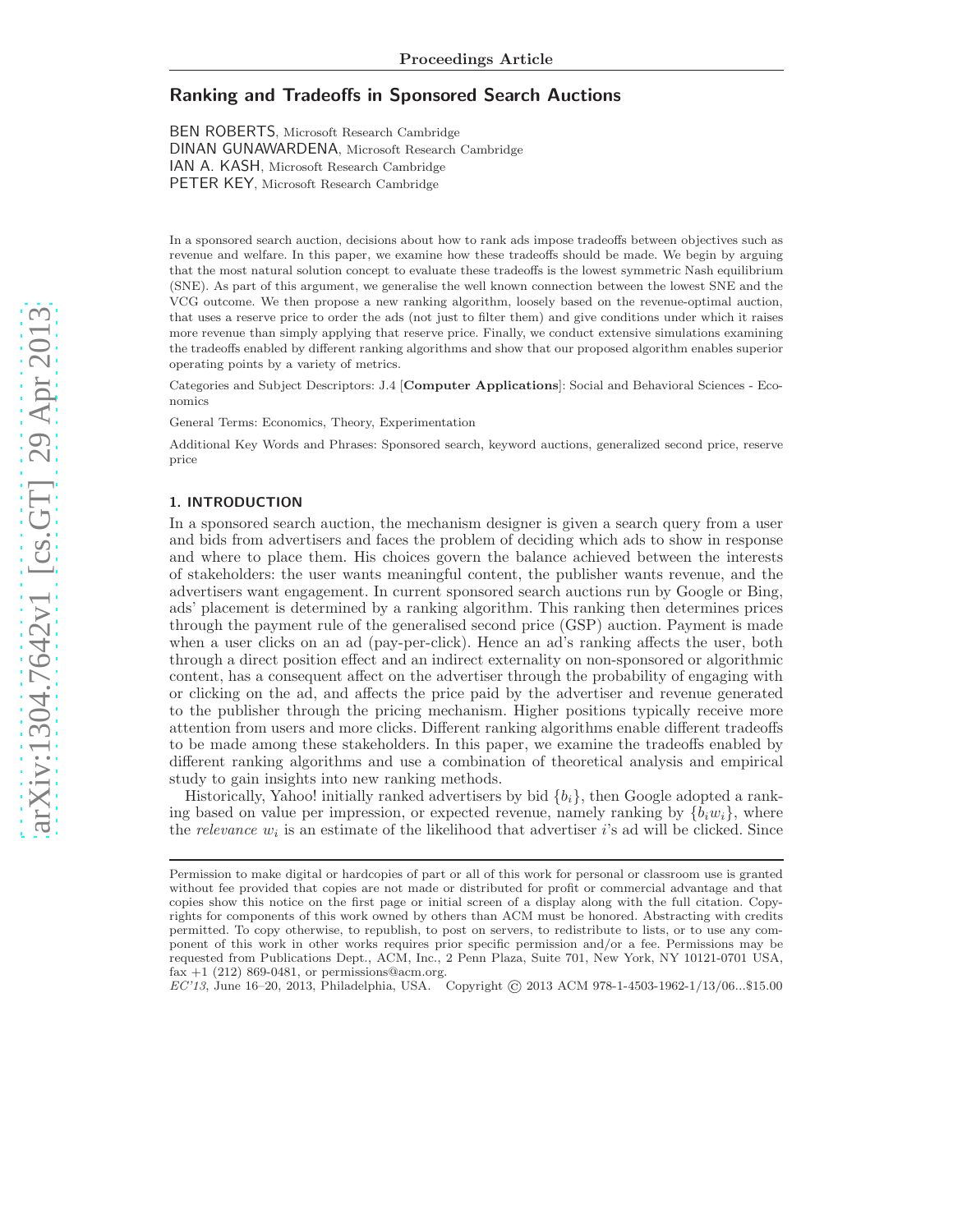# Ranking and Tradeoffs in Sponsored Search Auctions

BEN ROBERTS, Microsoft Research Cambridge
DINAN GUNAWARDENA, Microsoft Research Cambridge
IAN A. KASH, Microsoft Research Cambridge
PETER KEY, Microsoft Research Cambridge

In a sponsored search auction, decisions about how to rank ads impose tradeoffs between objectives such as revenue and welfare. In this paper, we examine how these tradeoffs should be made. We begin by arguing that the most natural solution concept to evaluate these tradeoffs is the lowest symmetric Nash equilibrium (SNE). As part of this argument, we generalise the well known connection between the lowest SNE and the VCG outcome. We then propose a new ranking algorithm, loosely based on the revenue-optimal auction, that uses a reserve price to order the ads (not just to filter them) and give conditions under which it raises more revenue than simply applying that reserve price. Finally, we conduct extensive simulations examining the tradeoffs enabled by different ranking algorithms and show that our proposed algorithm enables superior operating points by a variety of metrics.

Categories and Subject Descriptors: J.4 [**Computer Applications**]: Social and Behavioral Sciences - Economics

General Terms: Economics, Theory, Experimentation

Additional Key Words and Phrases: Sponsored search, keyword auctions, generalized second price, reserve price

## 1. INTRODUCTION

In a sponsored search auction, the mechanism designer is given a search query from a user and bids from advertisers and faces the problem of deciding which ads to show in response and where to place them. His choices govern the balance achieved between the interests of stakeholders: the user wants meaningful content, the publisher wants revenue, and the advertisers want engagement. In current sponsored search auctions run by Google or Bing, ads' placement is determined by a ranking algorithm. This ranking then determines prices through the payment rule of the generalised second price (GSP) auction. Payment is made when a user clicks on an ad (pay-per-click). Hence an ad's ranking affects the user, both through a direct position effect and an indirect externality on non-sponsored or algorithmic content, has a consequent affect on the advertiser through the probability of engaging with or clicking on the ad, and affects the price paid by the advertiser and revenue generated to the publisher through the pricing mechanism. Higher positions typically receive more attention from users and more clicks. Different ranking algorithms enable different tradeoffs to be made among these stakeholders. In this paper, we examine the tradeoffs enabled by different ranking algorithms and use a combination of theoretical analysis and empirical study to gain insights into new ranking methods.

Historically, Yahoo! initially ranked advertisers by bid $\{b_i\}$, then Google adopted a ranking based on value per impression, or expected revenue, namely ranking by $\{b_i w_i\}$, where the *relevance* $w_i$ is an estimate of the likelihood that advertiser $i$'s ad will be clicked. Since

---

Permission to make digital or hardcopies of part or all of this work for personal or classroom use is granted without fee provided that copies are not made or distributed for profit or commercial advantage and that copies show this notice on the first page or initial screen of a display along with the full citation. Copyrights for components of this work owned by others than ACM must be honored. Abstracting with credits permitted. To copy otherwise, to republish, to post on servers, to redistribute to lists, or to use any component of this work in other works requires prior specific permission and/or a fee. Permissions may be requested from Publications Dept., ACM, Inc., 2 Penn Plaza, Suite 701, New York, NY 10121-0701 USA, fax +1 (212) 869-0481, or permissions@acm.org.
*EC'13*, June 16–20, 2013, Philadelphia, USA. Copyright © 2013 ACM 978-1-4503-1962-1/13/06...$15.00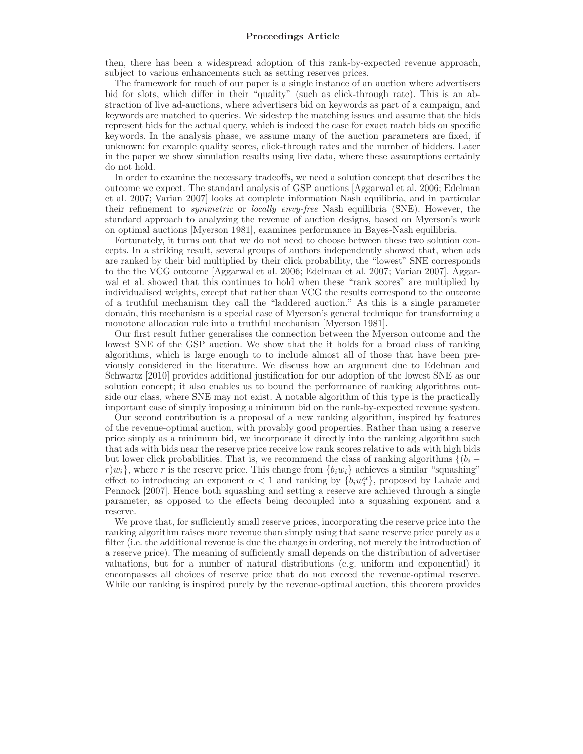then, there has been a widespread adoption of this rank-by-expected revenue approach, subject to various enhancements such as setting reserves prices.

The framework for much of our paper is a single instance of an auction where advertisers bid for slots, which differ in their "quality" (such as click-through rate). This is an abstraction of live ad-auctions, where advertisers bid on keywords as part of a campaign, and keywords are matched to queries. We sidestep the matching issues and assume that the bids represent bids for the actual query, which is indeed the case for exact match bids on specific keywords. In the analysis phase, we assume many of the auction parameters are fixed, if unknown: for example quality scores, click-through rates and the number of bidders. Later in the paper we show simulation results using live data, where these assumptions certainly do not hold.

In order to examine the necessary tradeoffs, we need a solution concept that describes the outcome we expect. The standard analysis of GSP auctions [Aggarwal et al. 2006; Edelman et al. 2007; Varian 2007] looks at complete information Nash equilibria, and in particular their refinement to *symmetric* or *locally envy-free* Nash equilibria (SNE). However, the standard approach to analyzing the revenue of auction designs, based on Myerson's work on optimal auctions [Myerson 1981], examines performance in Bayes-Nash equilibria.

Fortunately, it turns out that we do not need to choose between these two solution concepts. In a striking result, several groups of authors independently showed that, when ads are ranked by their bid multiplied by their click probability, the "lowest" SNE corresponds to the the VCG outcome [Aggarwal et al. 2006; Edelman et al. 2007; Varian 2007]. Aggarwal et al. showed that this continues to hold when these "rank scores" are multiplied by individualised weights, except that rather than VCG the results correspond to the outcome of a truthful mechanism they call the "laddered auction." As this is a single parameter domain, this mechanism is a special case of Myerson's general technique for transforming a monotone allocation rule into a truthful mechanism [Myerson 1981].

Our first result futher generalises the connection between the Myerson outcome and the lowest SNE of the GSP auction. We show that the it holds for a broad class of ranking algorithms, which is large enough to to include almost all of those that have been previously considered in the literature. We discuss how an argument due to Edelman and Schwartz [2010] provides additional justification for our adoption of the lowest SNE as our solution concept; it also enables us to bound the performance of ranking algorithms outside our class, where SNE may not exist. A notable algorithm of this type is the practically important case of simply imposing a minimum bid on the rank-by-expected revenue system.

Our second contribution is a proposal of a new ranking algorithm, inspired by features of the revenue-optimal auction, with provably good properties. Rather than using a reserve price simply as a minimum bid, we incorporate it directly into the ranking algorithm such that ads with bids near the reserve price receive low rank scores relative to ads with high bids but lower click probabilities. That is, we recommend the class of ranking algorithms $\{(b_i - r)w_i\}$, where $r$ is the reserve price. This change from $\{b_i w_i\}$ achieves a similar "squashing" effect to introducing an exponent $\alpha < 1$ and ranking by $\{b_i w_i^{\alpha}\}$, proposed by Lahaie and Pennock [2007]. Hence both squashing and setting a reserve are achieved through a single parameter, as opposed to the effects being decoupled into a squashing exponent and a reserve.

We prove that, for sufficiently small reserve prices, incorporating the reserve price into the ranking algorithm raises more revenue than simply using that same reserve price purely as a filter (i.e. the additional revenue is due the change in ordering, not merely the introduction of a reserve price). The meaning of sufficiently small depends on the distribution of advertiser valuations, but for a number of natural distributions (e.g. uniform and exponential) it encompasses all choices of reserve price that do not exceed the revenue-optimal reserve. While our ranking is inspired purely by the revenue-optimal auction, this theorem provides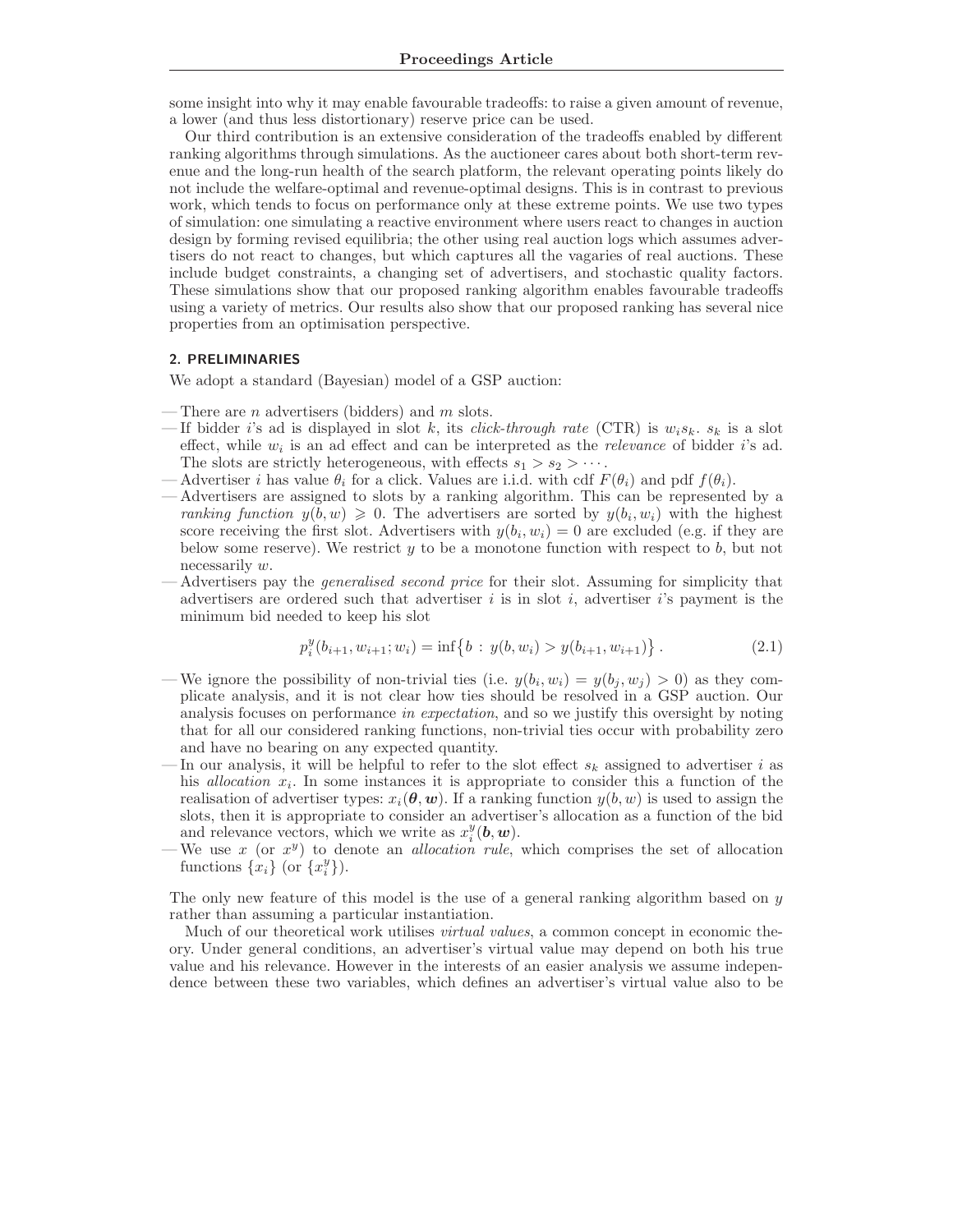some insight into why it may enable favourable tradeoffs: to raise a given amount of revenue, a lower (and thus less distortionary) reserve price can be used.

Our third contribution is an extensive consideration of the tradeoffs enabled by different ranking algorithms through simulations. As the auctioneer cares about both short-term revenue and the long-run health of the search platform, the relevant operating points likely do not include the welfare-optimal and revenue-optimal designs. This is in contrast to previous work, which tends to focus on performance only at these extreme points. We use two types of simulation: one simulating a reactive environment where users react to changes in auction design by forming revised equilibria; the other using real auction logs which assumes advertisers do not react to changes, but which captures all the vagaries of real auctions. These include budget constraints, a changing set of advertisers, and stochastic quality factors. These simulations show that our proposed ranking algorithm enables favourable tradeoffs using a variety of metrics. Our results also show that our proposed ranking has several nice properties from an optimisation perspective.

## 2. PRELIMINARIES

We adopt a standard (Bayesian) model of a GSP auction:

- There are $n$ advertisers (bidders) and $m$ slots.
- If bidder $i$'s ad is displayed in slot $k$, its *click-through rate* (CTR) is $w_i s_k$. $s_k$ is a slot effect, while $w_i$ is an ad effect and can be interpreted as the *relevance* of bidder $i$'s ad. The slots are strictly heterogeneous, with effects $s_1 > s_2 > \cdots$.
- Advertiser $i$ has value $\theta_i$ for a click. Values are i.i.d. with cdf $F(\theta_i)$ and pdf $f(\theta_i)$.
- Advertisers are assigned to slots by a ranking algorithm. This can be represented by a *ranking function* $y(b, w) \geqslant 0$. The advertisers are sorted by $y(b_i, w_i)$ with the highest score receiving the first slot. Advertisers with $y(b_i, w_i) = 0$ are excluded (e.g. if they are below some reserve). We restrict $y$ to be a monotone function with respect to $b$, but not necessarily $w$.
- Advertisers pay the *generalised second price* for their slot. Assuming for simplicity that advertisers are ordered such that advertiser $i$ is in slot $i$, advertiser $i$'s payment is the minimum bid needed to keep his slot

$$p_i^y(b_{i+1}, w_{i+1}; w_i) = \inf\bigl\{b \,:\, y(b, w_i) > y(b_{i+1}, w_{i+1})\bigr\}\,. \tag{2.1}$$

- We ignore the possibility of non-trivial ties (i.e. $y(b_i, w_i) = y(b_j, w_j) > 0$) as they complicate analysis, and it is not clear how ties should be resolved in a GSP auction. Our analysis focuses on performance *in expectation*, and so we justify this oversight by noting that for all our considered ranking functions, non-trivial ties occur with probability zero and have no bearing on any expected quantity.
- In our analysis, it will be helpful to refer to the slot effect $s_k$ assigned to advertiser $i$ as his *allocation* $x_i$. In some instances it is appropriate to consider this a function of the realisation of advertiser types: $x_i(\boldsymbol{\theta}, \boldsymbol{w})$. If a ranking function $y(b, w)$ is used to assign the slots, then it is appropriate to consider an advertiser's allocation as a function of the bid and relevance vectors, which we write as $x_i^y(\boldsymbol{b}, \boldsymbol{w})$.
- We use $x$ (or $x^y$) to denote an *allocation rule*, which comprises the set of allocation functions $\{x_i\}$ (or $\{x_i^y\}$).

The only new feature of this model is the use of a general ranking algorithm based on $y$ rather than assuming a particular instantiation.

Much of our theoretical work utilises *virtual values*, a common concept in economic theory. Under general conditions, an advertiser's virtual value may depend on both his true value and his relevance. However in the interests of an easier analysis we assume independence between these two variables, which defines an advertiser's virtual value also to be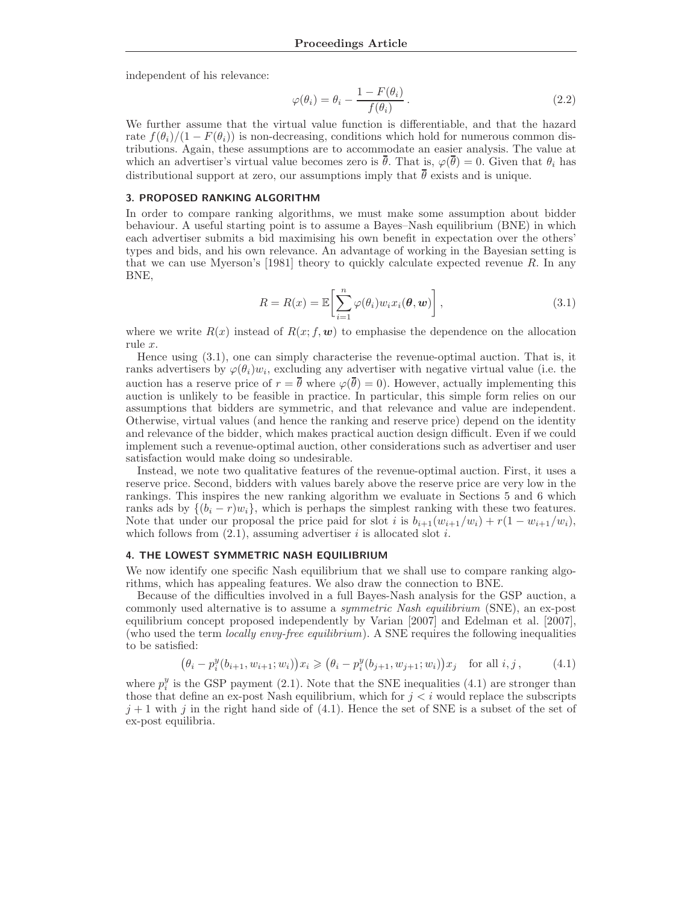independent of his relevance:

$$\varphi(\theta_i) = \theta_i - \frac{1 - F(\theta_i)}{f(\theta_i)}\,. \tag{2.2}$$

We further assume that the virtual value function is differentiable, and that the hazard rate $f(\theta_i)/(1 - F(\theta_i))$ is non-decreasing, conditions which hold for numerous common distributions. Again, these assumptions are to accommodate an easier analysis. The value at which an advertiser's virtual value becomes zero is $\overline{\theta}$. That is, $\varphi(\overline{\theta}) = 0$. Given that $\theta_i$ has distributional support at zero, our assumptions imply that $\overline{\theta}$ exists and is unique.

## 3. PROPOSED RANKING ALGORITHM

In order to compare ranking algorithms, we must make some assumption about bidder behaviour. A useful starting point is to assume a Bayes–Nash equilibrium (BNE) in which each advertiser submits a bid maximising his own benefit in expectation over the others' types and bids, and his own relevance. An advantage of working in the Bayesian setting is that we can use Myerson's [1981] theory to quickly calculate expected revenue $R$. In any BNE,

$$R = R(x) = \mathbb{E}\bigg[\sum_{i=1}^{n} \varphi(\theta_i) w_i x_i(\boldsymbol{\theta}, \boldsymbol{w})\bigg]\,, \tag{3.1}$$

where we write $R(x)$ instead of $R(x; f, \boldsymbol{w})$ to emphasise the dependence on the allocation rule $x$.

Hence using (3.1), one can simply characterise the revenue-optimal auction. That is, it ranks advertisers by $\varphi(\theta_i)w_i$, excluding any advertiser with negative virtual value (i.e. the auction has a reserve price of $r = \overline{\theta}$ where $\varphi(\overline{\theta}) = 0$). However, actually implementing this auction is unlikely to be feasible in practice. In particular, this simple form relies on our assumptions that bidders are symmetric, and that relevance and value are independent. Otherwise, virtual values (and hence the ranking and reserve price) depend on the identity and relevance of the bidder, which makes practical auction design difficult. Even if we could implement such a revenue-optimal auction, other considerations such as advertiser and user satisfaction would make doing so undesirable.

Instead, we note two qualitative features of the revenue-optimal auction. First, it uses a reserve price. Second, bidders with values barely above the reserve price are very low in the rankings. This inspires the new ranking algorithm we evaluate in Sections 5 and 6 which ranks ads by $\{(b_i - r)w_i\}$, which is perhaps the simplest ranking with these two features. Note that under our proposal the price paid for slot $i$ is $b_{i+1}(w_{i+1}/w_i) + r(1 - w_{i+1}/w_i)$, which follows from (2.1), assuming advertiser $i$ is allocated slot $i$.

## 4. THE LOWEST SYMMETRIC NASH EQUILIBRIUM

We now identify one specific Nash equilibrium that we shall use to compare ranking algorithms, which has appealing features. We also draw the connection to BNE.

Because of the difficulties involved in a full Bayes-Nash analysis for the GSP auction, a commonly used alternative is to assume a *symmetric Nash equilibrium* (SNE), an ex-post equilibrium concept proposed independently by Varian [2007] and Edelman et al. [2007], (who used the term *locally envy-free equilibrium*). A SNE requires the following inequalities to be satisfied:

$$\big(\theta_i - p_i^y(b_{i+1}, w_{i+1}; w_i)\big)x_i \geqslant \big(\theta_i - p_i^y(b_{j+1}, w_{j+1}; w_i)\big)x_j \quad \text{for all } i, j\,, \tag{4.1}$$

where $p_i^y$ is the GSP payment (2.1). Note that the SNE inequalities (4.1) are stronger than those that define an ex-post Nash equilibrium, which for $j < i$ would replace the subscripts $j + 1$ with $j$ in the right hand side of (4.1). Hence the set of SNE is a subset of the set of ex-post equilibria.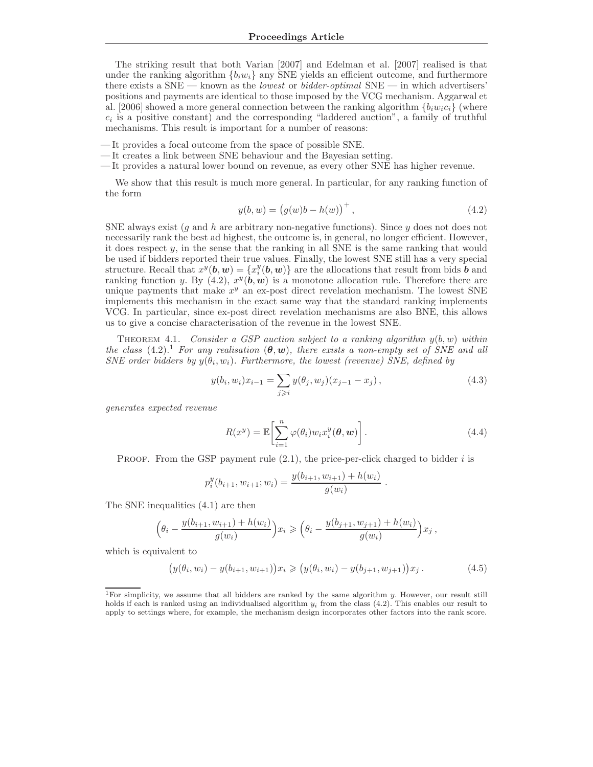The striking result that both Varian [2007] and Edelman et al. [2007] realised is that under the ranking algorithm $\{b_i w_i\}$ any SNE yields an efficient outcome, and furthermore there exists a SNE — known as the *lowest* or *bidder-optimal* SNE — in which advertisers' positions and payments are identical to those imposed by the VCG mechanism. Aggarwal et al. [2006] showed a more general connection between the ranking algorithm $\{b_i w_i c_i\}$ (where $c_i$ is a positive constant) and the corresponding "laddered auction", a family of truthful mechanisms. This result is important for a number of reasons:

- It provides a focal outcome from the space of possible SNE.
- It creates a link between SNE behaviour and the Bayesian setting.
- It provides a natural lower bound on revenue, as every other SNE has higher revenue.

We show that this result is much more general. In particular, for any ranking function of the form

$$y(b, w) = \big(g(w)b - h(w)\big)^+, \tag{4.2}$$

SNE always exist ($g$ and $h$ are arbitrary non-negative functions). Since $y$ does not does not necessarily rank the best ad highest, the outcome is, in general, no longer efficient. However, it does respect $y$, in the sense that the ranking in all SNE is the same ranking that would be used if bidders reported their true values. Finally, the lowest SNE still has a very special structure. Recall that $x^y(\boldsymbol{b}, \boldsymbol{w}) = \{x_i^y(\boldsymbol{b}, \boldsymbol{w})\}$ are the allocations that result from bids $\boldsymbol{b}$ and ranking function $y$. By (4.2), $x^y(\boldsymbol{b}, \boldsymbol{w})$ is a monotone allocation rule. Therefore there are unique payments that make $x^y$ an ex-post direct revelation mechanism. The lowest SNE implements this mechanism in the exact same way that the standard ranking implements VCG. In particular, since ex-post direct revelation mechanisms are also BNE, this allows us to give a concise characterisation of the revenue in the lowest SNE.

Theorem 4.1. *Consider a GSP auction subject to a ranking algorithm $y(b, w)$ within the class (4.2).*[1] *For any realisation $(\boldsymbol{\theta}, \boldsymbol{w})$, there exists a non-empty set of SNE and all SNE order bidders by $y(\theta_i, w_i)$. Furthermore, the lowest (revenue) SNE, defined by*

$$y(b_i, w_i)x_{i-1} = \sum_{j \geqslant i} y(\theta_j, w_j)(x_{j-1} - x_j), \tag{4.3}$$

*generates expected revenue*

$$R(x^y) = \mathbb{E}\Bigg[\sum_{i=1}^{n} \varphi(\theta_i) w_i x_i^y(\boldsymbol{\theta}, \boldsymbol{w})\Bigg]. \tag{4.4}$$

Proof. From the GSP payment rule (2.1), the price-per-click charged to bidder $i$ is

$$p_i^y(b_{i+1}, w_{i+1}; w_i) = \frac{y(b_{i+1}, w_{i+1}) + h(w_i)}{g(w_i)}\ .$$

The SNE inequalities (4.1) are then

$$\Big(\theta_i - \frac{y(b_{i+1}, w_{i+1}) + h(w_i)}{g(w_i)}\Big)x_i \geqslant \Big(\theta_i - \frac{y(b_{j+1}, w_{j+1}) + h(w_i)}{g(w_i)}\Big)x_j\,,$$

which is equivalent to

$$\big(y(\theta_i, w_i) - y(b_{i+1}, w_{i+1})\big)x_i \geqslant \big(y(\theta_i, w_i) - y(b_{j+1}, w_{j+1})\big)x_j\,. \tag{4.5}$$

[1] For simplicity, we assume that all bidders are ranked by the same algorithm $y$. However, our result still holds if each is ranked using an individualised algorithm $y_i$ from the class (4.2). This enables our result to apply to settings where, for example, the mechanism design incorporates other factors into the rank score.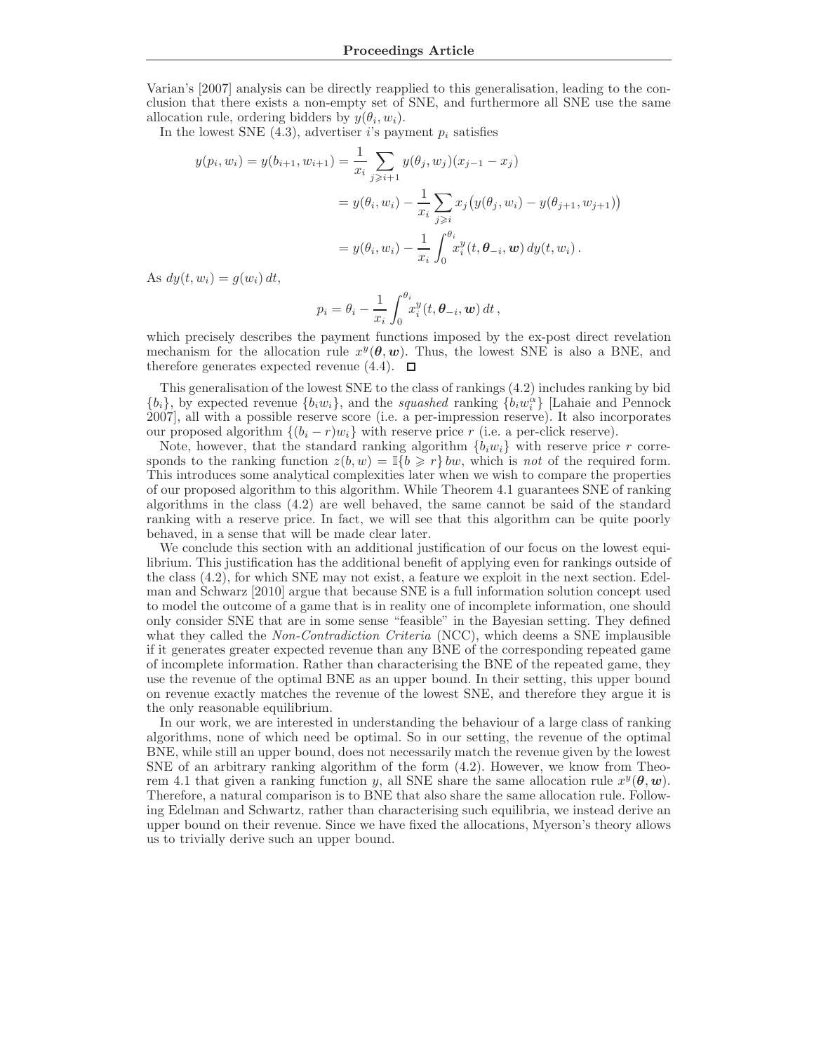Varian's [2007] analysis can be directly reapplied to this generalisation, leading to the conclusion that there exists a non-empty set of SNE, and furthermore all SNE use the same allocation rule, ordering bidders by $y(\theta_i, w_i)$.

In the lowest SNE (4.3), advertiser $i$'s payment $p_i$ satisfies

$$
\begin{aligned}
y(p_i, w_i) = y(b_{i+1}, w_{i+1}) &= \frac{1}{x_i} \sum_{j \geqslant i+1} y(\theta_j, w_j)(x_{j-1} - x_j) \\
&= y(\theta_i, w_i) - \frac{1}{x_i} \sum_{j \geqslant i} x_j \big(y(\theta_j, w_i) - y(\theta_{j+1}, w_{j+1})\big) \\
&= y(\theta_i, w_i) - \frac{1}{x_i} \int_0^{\theta_i} x_i^y(t, \boldsymbol{\theta}_{-i}, \boldsymbol{w})\, dy(t, w_i)\,.
\end{aligned}
$$

As $dy(t, w_i) = g(w_i)\, dt$,

$$
p_i = \theta_i - \frac{1}{x_i} \int_0^{\theta_i} x_i^y(t, \boldsymbol{\theta}_{-i}, \boldsymbol{w})\, dt\,,
$$

which precisely describes the payment functions imposed by the ex-post direct revelation mechanism for the allocation rule $x^y(\boldsymbol{\theta}, \boldsymbol{w})$. Thus, the lowest SNE is also a BNE, and therefore generates expected revenue (4.4). □

This generalisation of the lowest SNE to the class of rankings (4.2) includes ranking by bid $\{b_i\}$, by expected revenue $\{b_i w_i\}$, and the *squashed* ranking $\{b_i w_i^{\alpha}\}$ [Lahaie and Pennock 2007], all with a possible reserve score (i.e. a per-impression reserve). It also incorporates our proposed algorithm $\{(b_i - r)w_i\}$ with reserve price $r$ (i.e. a per-click reserve).

Note, however, that the standard ranking algorithm $\{b_i w_i\}$ with reserve price $r$ corresponds to the ranking function $z(b, w) = \mathbb{I}\{b \geqslant r\}\, bw$, which is *not* of the required form. This introduces some analytical complexities later when we wish to compare the properties of our proposed algorithm to this algorithm. While Theorem 4.1 guarantees SNE of ranking algorithms in the class (4.2) are well behaved, the same cannot be said of the standard ranking with a reserve price. In fact, we will see that this algorithm can be quite poorly behaved, in a sense that will be made clear later.

We conclude this section with an additional justification of our focus on the lowest equilibrium. This justification has the additional benefit of applying even for rankings outside of the class (4.2), for which SNE may not exist, a feature we exploit in the next section. Edelman and Schwarz [2010] argue that because SNE is a full information solution concept used to model the outcome of a game that is in reality one of incomplete information, one should only consider SNE that are in some sense "feasible" in the Bayesian setting. They defined what they called the *Non-Contradiction Criteria* (NCC), which deems a SNE implausible if it generates greater expected revenue than any BNE of the corresponding repeated game of incomplete information. Rather than characterising the BNE of the repeated game, they use the revenue of the optimal BNE as an upper bound. In their setting, this upper bound on revenue exactly matches the revenue of the lowest SNE, and therefore they argue it is the only reasonable equilibrium.

In our work, we are interested in understanding the behaviour of a large class of ranking algorithms, none of which need be optimal. So in our setting, the revenue of the optimal BNE, while still an upper bound, does not necessarily match the revenue given by the lowest SNE of an arbitrary ranking algorithm of the form (4.2). However, we know from Theorem 4.1 that given a ranking function $y$, all SNE share the same allocation rule $x^y(\boldsymbol{\theta}, \boldsymbol{w})$. Therefore, a natural comparison is to BNE that also share the same allocation rule. Following Edelman and Schwartz, rather than characterising such equilibria, we instead derive an upper bound on their revenue. Since we have fixed the allocations, Myerson's theory allows us to trivially derive such an upper bound.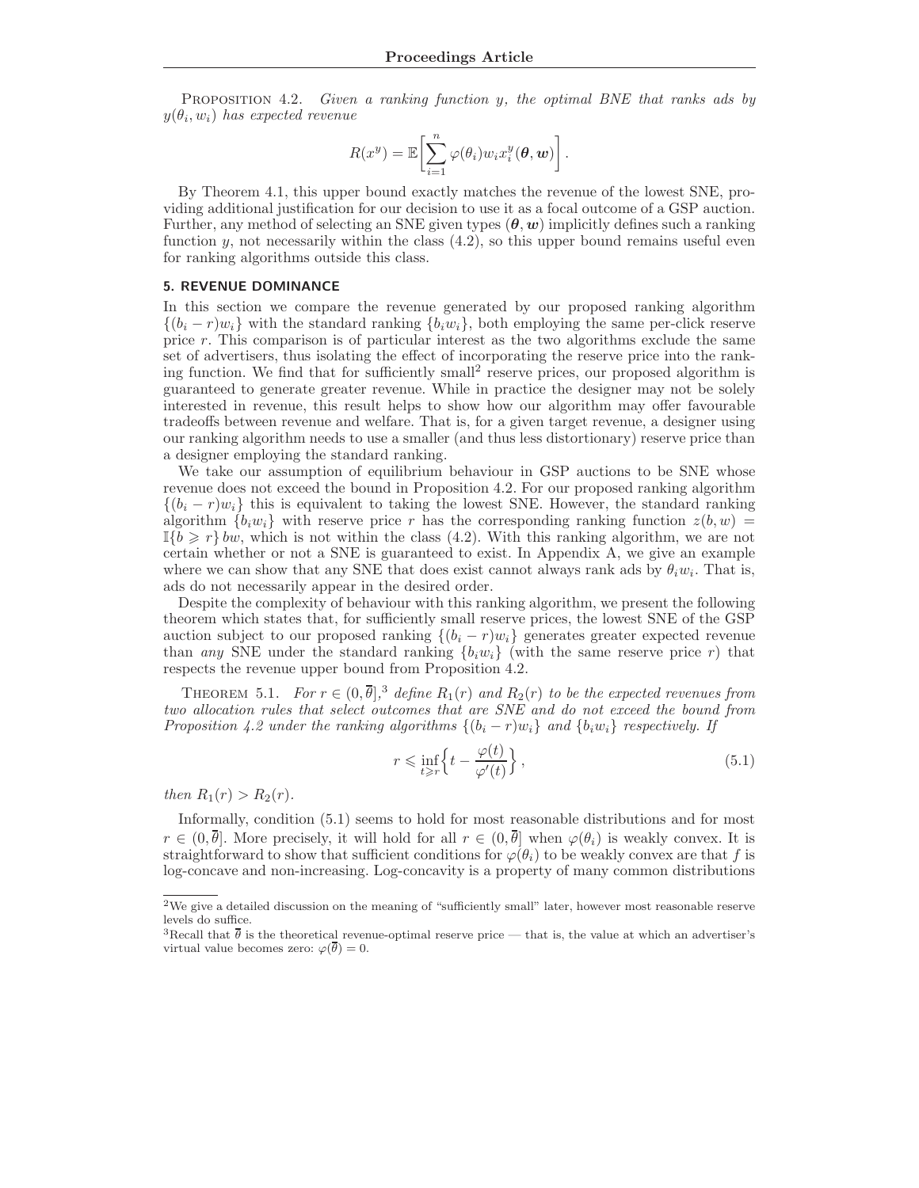Proposition 4.2. *Given a ranking function $y$, the optimal BNE that ranks ads by $y(\theta_i, w_i)$ has expected revenue*

$$R(x^y) = \mathbb{E}\left[\sum_{i=1}^{n} \varphi(\theta_i) w_i x_i^y(\boldsymbol{\theta}, \boldsymbol{w})\right].$$

By Theorem 4.1, this upper bound exactly matches the revenue of the lowest SNE, providing additional justification for our decision to use it as a focal outcome of a GSP auction. Further, any method of selecting an SNE given types $(\boldsymbol{\theta}, \boldsymbol{w})$ implicitly defines such a ranking function $y$, not necessarily within the class (4.2), so this upper bound remains useful even for ranking algorithms outside this class.

## 5. REVENUE DOMINANCE

In this section we compare the revenue generated by our proposed ranking algorithm $\{(b_i - r)w_i\}$ with the standard ranking $\{b_i w_i\}$, both employing the same per-click reserve price $r$. This comparison is of particular interest as the two algorithms exclude the same set of advertisers, thus isolating the effect of incorporating the reserve price into the ranking function. We find that for sufficiently small[2] reserve prices, our proposed algorithm is guaranteed to generate greater revenue. While in practice the designer may not be solely interested in revenue, this result helps to show how our algorithm may offer favourable tradeoffs between revenue and welfare. That is, for a given target revenue, a designer using our ranking algorithm needs to use a smaller (and thus less distortionary) reserve price than a designer employing the standard ranking.

We take our assumption of equilibrium behaviour in GSP auctions to be SNE whose revenue does not exceed the bound in Proposition 4.2. For our proposed ranking algorithm $\{(b_i - r)w_i\}$ this is equivalent to taking the lowest SNE. However, the standard ranking algorithm $\{b_i w_i\}$ with reserve price $r$ has the corresponding ranking function $z(b, w) = \mathbb{I}\{b \geqslant r\} bw$, which is not within the class (4.2). With this ranking algorithm, we are not certain whether or not a SNE is guaranteed to exist. In Appendix A, we give an example where we can show that any SNE that does exist cannot always rank ads by $\theta_i w_i$. That is, ads do not necessarily appear in the desired order.

Despite the complexity of behaviour with this ranking algorithm, we present the following theorem which states that, for sufficiently small reserve prices, the lowest SNE of the GSP auction subject to our proposed ranking $\{(b_i - r)w_i\}$ generates greater expected revenue than *any* SNE under the standard ranking $\{b_i w_i\}$ (with the same reserve price $r$) that respects the revenue upper bound from Proposition 4.2.

Theorem 5.1. *For $r \in (0, \overline{\theta}]$,[3] define $R_1(r)$ and $R_2(r)$ to be the expected revenues from two allocation rules that select outcomes that are SNE and do not exceed the bound from Proposition 4.2 under the ranking algorithms $\{(b_i - r)w_i\}$ and $\{b_i w_i\}$ respectively. If*

$$r \leqslant \inf_{t \geqslant r} \left\{ t - \frac{\varphi(t)}{\varphi'(t)} \right\}, \tag{5.1}$$

*then $R_1(r) > R_2(r)$.*

Informally, condition (5.1) seems to hold for most reasonable distributions and for most $r \in (0, \overline{\theta}]$. More precisely, it will hold for all $r \in (0, \overline{\theta}]$ when $\varphi(\theta_i)$ is weakly convex. It is straightforward to show that sufficient conditions for $\varphi(\theta_i)$ to be weakly convex are that $f$ is log-concave and non-increasing. Log-concavity is a property of many common distributions

---

[2] We give a detailed discussion on the meaning of "sufficiently small" later, however most reasonable reserve levels do suffice.

[3] Recall that $\overline{\theta}$ is the theoretical revenue-optimal reserve price — that is, the value at which an advertiser's virtual value becomes zero: $\varphi(\overline{\theta}) = 0$.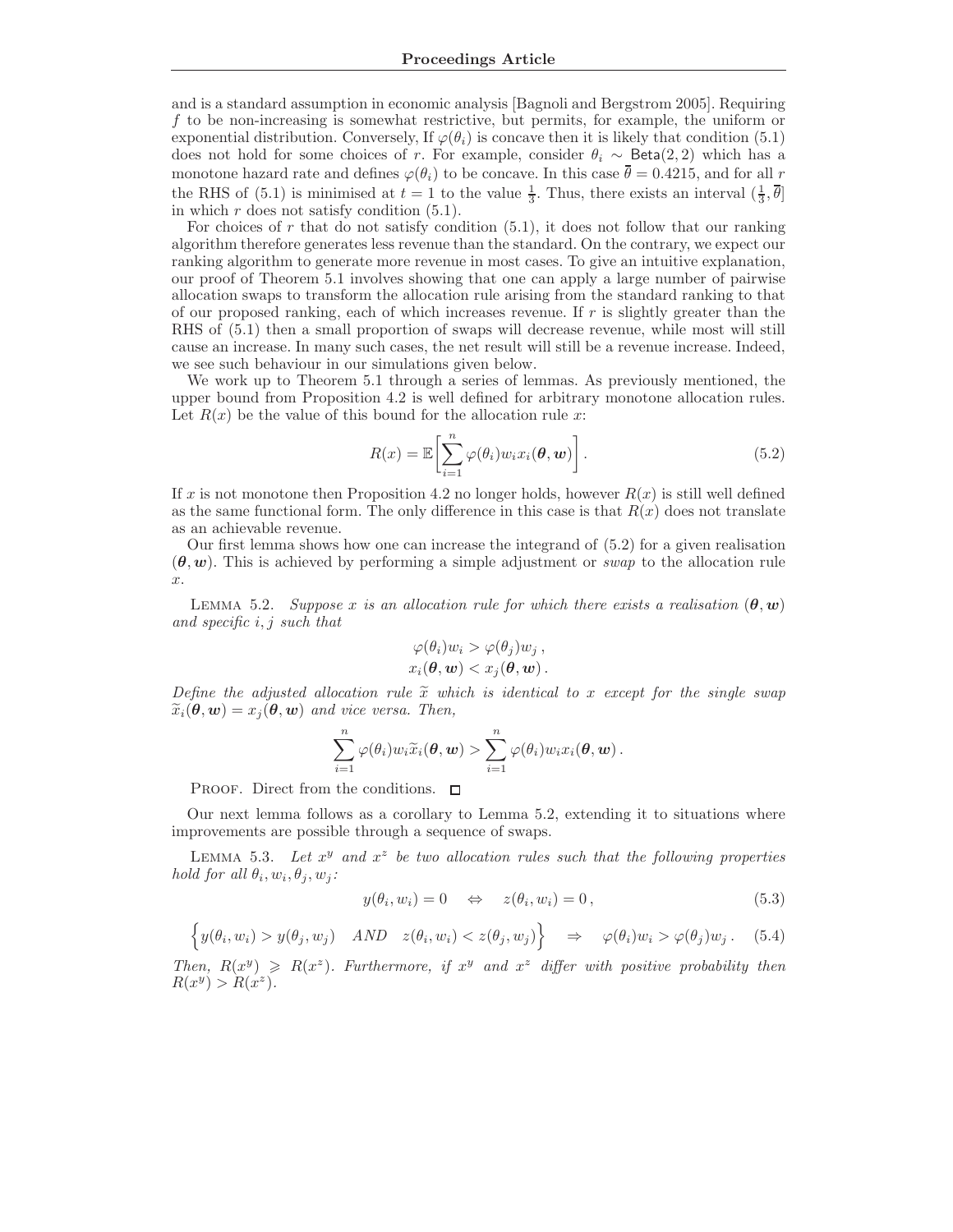and is a standard assumption in economic analysis [Bagnoli and Bergstrom 2005]. Requiring $f$ to be non-increasing is somewhat restrictive, but permits, for example, the uniform or exponential distribution. Conversely, If $\varphi(\theta_i)$ is concave then it is likely that condition (5.1) does not hold for some choices of $r$. For example, consider $\theta_i \sim \mathsf{Beta}(2,2)$ which has a monotone hazard rate and defines $\varphi(\theta_i)$ to be concave. In this case $\overline{\theta} = 0.4215$, and for all $r$ the RHS of (5.1) is minimised at $t = 1$ to the value $\frac{1}{3}$. Thus, there exists an interval $(\frac{1}{3}, \overline{\theta}]$ in which $r$ does not satisfy condition (5.1).

For choices of $r$ that do not satisfy condition (5.1), it does not follow that our ranking algorithm therefore generates less revenue than the standard. On the contrary, we expect our ranking algorithm to generate more revenue in most cases. To give an intuitive explanation, our proof of Theorem 5.1 involves showing that one can apply a large number of pairwise allocation swaps to transform the allocation rule arising from the standard ranking to that of our proposed ranking, each of which increases revenue. If $r$ is slightly greater than the RHS of (5.1) then a small proportion of swaps will decrease revenue, while most will still cause an increase. In many such cases, the net result will still be a revenue increase. Indeed, we see such behaviour in our simulations given below.

We work up to Theorem 5.1 through a series of lemmas. As previously mentioned, the upper bound from Proposition 4.2 is well defined for arbitrary monotone allocation rules. Let $R(x)$ be the value of this bound for the allocation rule $x$:

$$R(x) = \mathbb{E}\left[\sum_{i=1}^{n} \varphi(\theta_i) w_i x_i(\boldsymbol{\theta}, \boldsymbol{w})\right]. \tag{5.2}$$

If $x$ is not monotone then Proposition 4.2 no longer holds, however $R(x)$ is still well defined as the same functional form. The only difference in this case is that $R(x)$ does not translate as an achievable revenue.

Our first lemma shows how one can increase the integrand of (5.2) for a given realisation $(\boldsymbol{\theta}, \boldsymbol{w})$. This is achieved by performing a simple adjustment or *swap* to the allocation rule $x$.

LEMMA 5.2. *Suppose $x$ is an allocation rule for which there exists a realisation $(\boldsymbol{\theta}, \boldsymbol{w})$ and specific $i, j$ such that*

$$\varphi(\theta_i) w_i > \varphi(\theta_j) w_j\,,$$
$$x_i(\boldsymbol{\theta}, \boldsymbol{w}) < x_j(\boldsymbol{\theta}, \boldsymbol{w})\,.$$

*Define the adjusted allocation rule $\widetilde{x}$ which is identical to $x$ except for the single swap $\widetilde{x}_i(\boldsymbol{\theta}, \boldsymbol{w}) = x_j(\boldsymbol{\theta}, \boldsymbol{w})$ and vice versa. Then,*

$$\sum_{i=1}^{n} \varphi(\theta_i) w_i \widetilde{x}_i(\boldsymbol{\theta}, \boldsymbol{w}) > \sum_{i=1}^{n} \varphi(\theta_i) w_i x_i(\boldsymbol{\theta}, \boldsymbol{w})\,.$$

PROOF. Direct from the conditions. □

Our next lemma follows as a corollary to Lemma 5.2, extending it to situations where improvements are possible through a sequence of swaps.

LEMMA 5.3. *Let $x^y$ and $x^z$ be two allocation rules such that the following properties hold for all $\theta_i, w_i, \theta_j, w_j$:*

$$y(\theta_i, w_i) = 0 \quad \Leftrightarrow \quad z(\theta_i, w_i) = 0\,, \tag{5.3}$$

$$\Big\{ y(\theta_i, w_i) > y(\theta_j, w_j) \quad AND \quad z(\theta_i, w_i) < z(\theta_j, w_j) \Big\} \quad \Rightarrow \quad \varphi(\theta_i) w_i > \varphi(\theta_j) w_j\,. \tag{5.4}$$

*Then, $R(x^y) \geqslant R(x^z)$. Furthermore, if $x^y$ and $x^z$ differ with positive probability then $R(x^y) > R(x^z)$.*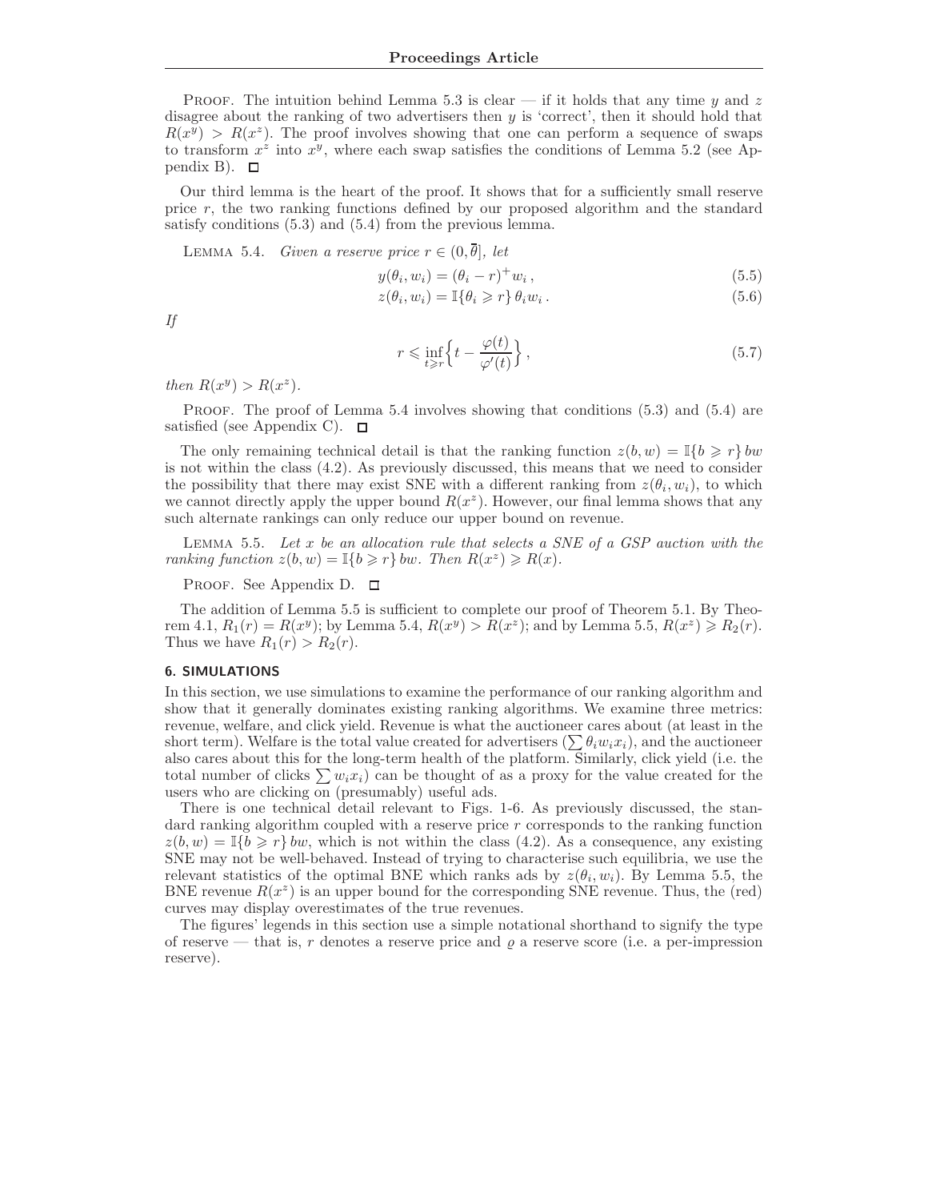PROOF. The intuition behind Lemma 5.3 is clear — if it holds that any time $y$ and $z$ disagree about the ranking of two advertisers then $y$ is 'correct', then it should hold that $R(x^y) > R(x^z)$. The proof involves showing that one can perform a sequence of swaps to transform $x^z$ into $x^y$, where each swap satisfies the conditions of Lemma 5.2 (see Appendix B). □

Our third lemma is the heart of the proof. It shows that for a sufficiently small reserve price $r$, the two ranking functions defined by our proposed algorithm and the standard satisfy conditions (5.3) and (5.4) from the previous lemma.

LEMMA 5.4. *Given a reserve price $r \in (0, \overline{\theta}]$, let*

$$y(\theta_i, w_i) = (\theta_i - r)^+ w_i \,, \tag{5.5}$$

$$z(\theta_i, w_i) = \mathbb{I}\{\theta_i \geqslant r\}\, \theta_i w_i \,. \tag{5.6}$$

*If*

$$r \leqslant \inf_{t \geqslant r} \Big\{ t - \frac{\varphi(t)}{\varphi'(t)} \Big\} \,, \tag{5.7}$$

*then $R(x^y) > R(x^z)$.*

PROOF. The proof of Lemma 5.4 involves showing that conditions (5.3) and (5.4) are satisfied (see Appendix C). □

The only remaining technical detail is that the ranking function $z(b, w) = \mathbb{I}\{b \geqslant r\}\, bw$ is not within the class (4.2). As previously discussed, this means that we need to consider the possibility that there may exist SNE with a different ranking from $z(\theta_i, w_i)$, to which we cannot directly apply the upper bound $R(x^z)$. However, our final lemma shows that any such alternate rankings can only reduce our upper bound on revenue.

LEMMA 5.5. *Let $x$ be an allocation rule that selects a SNE of a GSP auction with the ranking function $z(b, w) = \mathbb{I}\{b \geqslant r\}\, bw$. Then $R(x^z) \geqslant R(x)$.*

PROOF. See Appendix D. □

The addition of Lemma 5.5 is sufficient to complete our proof of Theorem 5.1. By Theorem 4.1, $R_1(r) = R(x^y)$; by Lemma 5.4, $R(x^y) > R(x^z)$; and by Lemma 5.5, $R(x^z) \geqslant R_2(r)$. Thus we have $R_1(r) > R_2(r)$.

## 6. SIMULATIONS

In this section, we use simulations to examine the performance of our ranking algorithm and show that it generally dominates existing ranking algorithms. We examine three metrics: revenue, welfare, and click yield. Revenue is what the auctioneer cares about (at least in the short term). Welfare is the total value created for advertisers ($\sum \theta_i w_i x_i$), and the auctioneer also cares about this for the long-term health of the platform. Similarly, click yield (i.e. the total number of clicks $\sum w_i x_i$) can be thought of as a proxy for the value created for the users who are clicking on (presumably) useful ads.

There is one technical detail relevant to Figs. 1-6. As previously discussed, the standard ranking algorithm coupled with a reserve price $r$ corresponds to the ranking function $z(b, w) = \mathbb{I}\{b \geqslant r\}\, bw$, which is not within the class (4.2). As a consequence, any existing SNE may not be well-behaved. Instead of trying to characterise such equilibria, we use the relevant statistics of the optimal BNE which ranks ads by $z(\theta_i, w_i)$. By Lemma 5.5, the BNE revenue $R(x^z)$ is an upper bound for the corresponding SNE revenue. Thus, the (red) curves may display overestimates of the true revenues.

The figures' legends in this section use a simple notational shorthand to signify the type of reserve — that is, $r$ denotes a reserve price and $\varrho$ a reserve score (i.e. a per-impression reserve).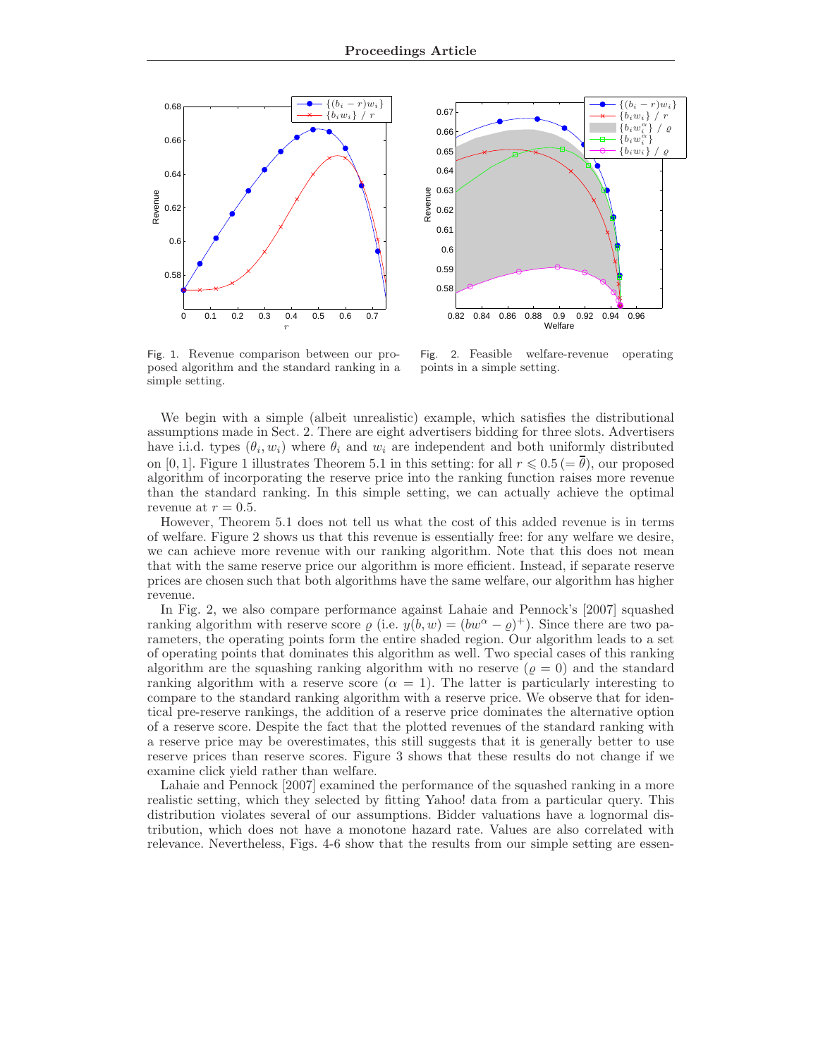Fig. 1. Revenue comparison between our proposed algorithm and the standard ranking in a simple setting.

Fig. 2. Feasible welfare-revenue operating points in a simple setting.

We begin with a simple (albeit unrealistic) example, which satisfies the distributional assumptions made in Sect. 2. There are eight advertisers bidding for three slots. Advertisers have i.i.d. types $(\theta_i, w_i)$ where $\theta_i$ and $w_i$ are independent and both uniformly distributed on $[0, 1]$. Figure 1 illustrates Theorem 5.1 in this setting: for all $r \leqslant 0.5\,(=\overline{\theta})$, our proposed algorithm of incorporating the reserve price into the ranking function raises more revenue than the standard ranking. In this simple setting, we can actually achieve the optimal revenue at $r = 0.5$.

However, Theorem 5.1 does not tell us what the cost of this added revenue is in terms of welfare. Figure 2 shows us that this revenue is essentially free: for any welfare we desire, we can achieve more revenue with our ranking algorithm. Note that this does not mean that with the same reserve price our algorithm is more efficient. Instead, if separate reserve prices are chosen such that both algorithms have the same welfare, our algorithm has higher revenue.

In Fig. 2, we also compare performance against Lahaie and Pennock's [2007] squashed ranking algorithm with reserve score $\varrho$ (i.e. $y(b, w) = (bw^\alpha - \varrho)^+$). Since there are two parameters, the operating points form the entire shaded region. Our algorithm leads to a set of operating points that dominates this algorithm as well. Two special cases of this ranking algorithm are the squashing ranking algorithm with no reserve ($\varrho = 0$) and the standard ranking algorithm with a reserve score ($\alpha = 1$). The latter is particularly interesting to compare to the standard ranking algorithm with a reserve price. We observe that for identical pre-reserve rankings, the addition of a reserve price dominates the alternative option of a reserve score. Despite the fact that the plotted revenues of the standard ranking with a reserve price may be overestimates, this still suggests that it is generally better to use reserve prices than reserve scores. Figure 3 shows that these results do not change if we examine click yield rather than welfare.

Lahaie and Pennock [2007] examined the performance of the squashed ranking in a more realistic setting, which they selected by fitting Yahoo! data from a particular query. This distribution violates several of our assumptions. Bidder valuations have a lognormal distribution, which does not have a monotone hazard rate. Values are also correlated with relevance. Nevertheless, Figs. 4-6 show that the results from our simple setting are essen-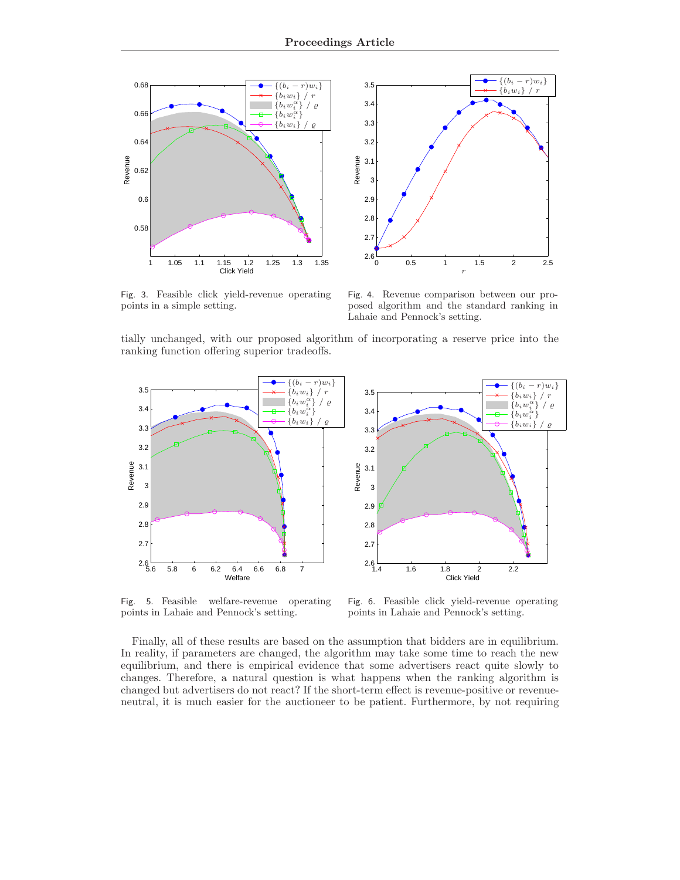Fig. 3. Feasible click yield-revenue operating points in a simple setting.

Fig. 4. Revenue comparison between our proposed algorithm and the standard ranking in Lahaie and Pennock's setting.

tially unchanged, with our proposed algorithm of incorporating a reserve price into the ranking function offering superior tradeoffs.

Fig. 5. Feasible welfare-revenue operating points in Lahaie and Pennock's setting.

Fig. 6. Feasible click yield-revenue operating points in Lahaie and Pennock's setting.

Finally, all of these results are based on the assumption that bidders are in equilibrium. In reality, if parameters are changed, the algorithm may take some time to reach the new equilibrium, and there is empirical evidence that some advertisers react quite slowly to changes. Therefore, a natural question is what happens when the ranking algorithm is changed but advertisers do not react? If the short-term effect is revenue-positive or revenue-neutral, it is much easier for the auctioneer to be patient. Furthermore, by not requiring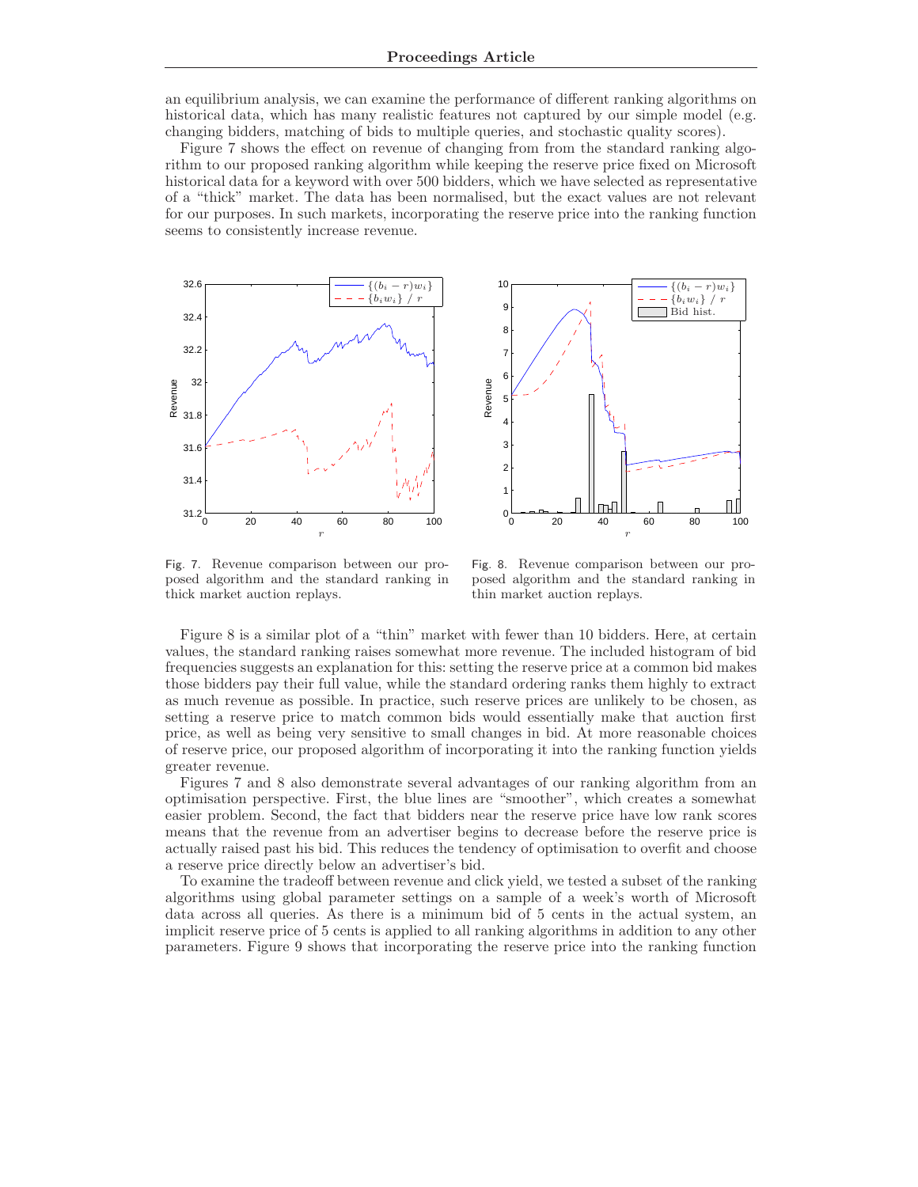an equilibrium analysis, we can examine the performance of different ranking algorithms on historical data, which has many realistic features not captured by our simple model (e.g. changing bidders, matching of bids to multiple queries, and stochastic quality scores).

Figure 7 shows the effect on revenue of changing from from the standard ranking algorithm to our proposed ranking algorithm while keeping the reserve price fixed on Microsoft historical data for a keyword with over 500 bidders, which we have selected as representative of a "thick" market. The data has been normalised, but the exact values are not relevant for our purposes. In such markets, incorporating the reserve price into the ranking function seems to consistently increase revenue.

Fig. 7. Revenue comparison between our proposed algorithm and the standard ranking in thick market auction replays.

Fig. 8. Revenue comparison between our proposed algorithm and the standard ranking in thin market auction replays.

Figure 8 is a similar plot of a "thin" market with fewer than 10 bidders. Here, at certain values, the standard ranking raises somewhat more revenue. The included histogram of bid frequencies suggests an explanation for this: setting the reserve price at a common bid makes those bidders pay their full value, while the standard ordering ranks them highly to extract as much revenue as possible. In practice, such reserve prices are unlikely to be chosen, as setting a reserve price to match common bids would essentially make that auction first price, as well as being very sensitive to small changes in bid. At more reasonable choices of reserve price, our proposed algorithm of incorporating it into the ranking function yields greater revenue.

Figures 7 and 8 also demonstrate several advantages of our ranking algorithm from an optimisation perspective. First, the blue lines are "smoother", which creates a somewhat easier problem. Second, the fact that bidders near the reserve price have low rank scores means that the revenue from an advertiser begins to decrease before the reserve price is actually raised past his bid. This reduces the tendency of optimisation to overfit and choose a reserve price directly below an advertiser's bid.

To examine the tradeoff between revenue and click yield, we tested a subset of the ranking algorithms using global parameter settings on a sample of a week's worth of Microsoft data across all queries. As there is a minimum bid of 5 cents in the actual system, an implicit reserve price of 5 cents is applied to all ranking algorithms in addition to any other parameters. Figure 9 shows that incorporating the reserve price into the ranking function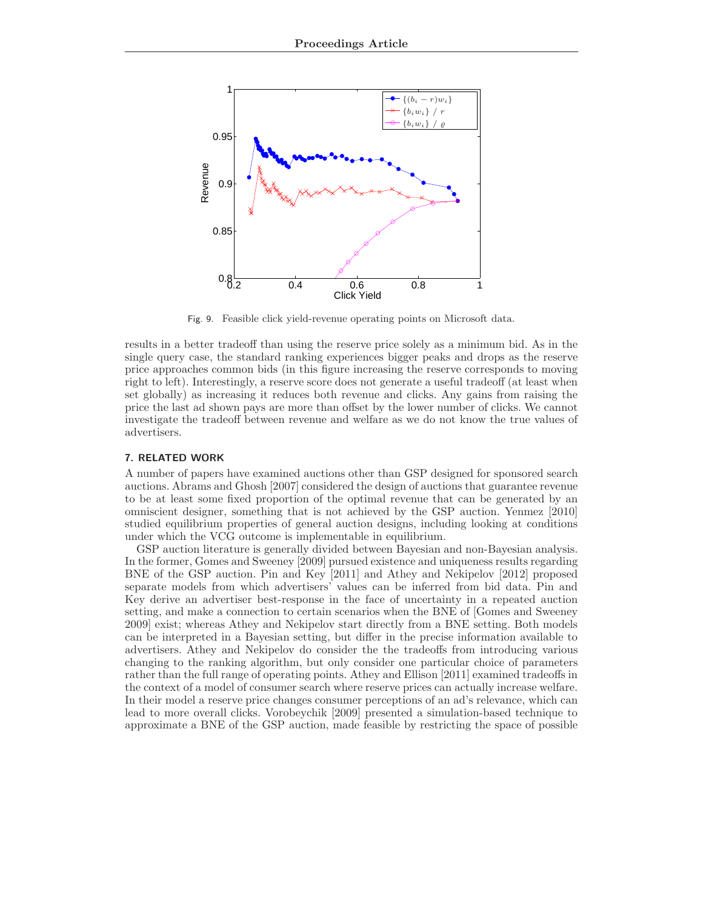Fig. 9. Feasible click yield-revenue operating points on Microsoft data.

results in a better tradeoff than using the reserve price solely as a minimum bid. As in the single query case, the standard ranking experiences bigger peaks and drops as the reserve price approaches common bids (in this figure increasing the reserve corresponds to moving right to left). Interestingly, a reserve score does not generate a useful tradeoff (at least when set globally) as increasing it reduces both revenue and clicks. Any gains from raising the price the last ad shown pays are more than offset by the lower number of clicks. We cannot investigate the tradeoff between revenue and welfare as we do not know the true values of advertisers.

## 7. RELATED WORK

A number of papers have examined auctions other than GSP designed for sponsored search auctions. Abrams and Ghosh [2007] considered the design of auctions that guarantee revenue to be at least some fixed proportion of the optimal revenue that can be generated by an omniscient designer, something that is not achieved by the GSP auction. Yenmez [2010] studied equilibrium properties of general auction designs, including looking at conditions under which the VCG outcome is implementable in equilibrium.

GSP auction literature is generally divided between Bayesian and non-Bayesian analysis. In the former, Gomes and Sweeney [2009] pursued existence and uniqueness results regarding BNE of the GSP auction. Pin and Key [2011] and Athey and Nekipelov [2012] proposed separate models from which advertisers' values can be inferred from bid data. Pin and Key derive an advertiser best-response in the face of uncertainty in a repeated auction setting, and make a connection to certain scenarios when the BNE of [Gomes and Sweeney 2009] exist; whereas Athey and Nekipelov start directly from a BNE setting. Both models can be interpreted in a Bayesian setting, but differ in the precise information available to advertisers. Athey and Nekipelov do consider the the tradeoffs from introducing various changing to the ranking algorithm, but only consider one particular choice of parameters rather than the full range of operating points. Athey and Ellison [2011] examined tradeoffs in the context of a model of consumer search where reserve prices can actually increase welfare. In their model a reserve price changes consumer perceptions of an ad's relevance, which can lead to more overall clicks. Vorobeychik [2009] presented a simulation-based technique to approximate a BNE of the GSP auction, made feasible by restricting the space of possible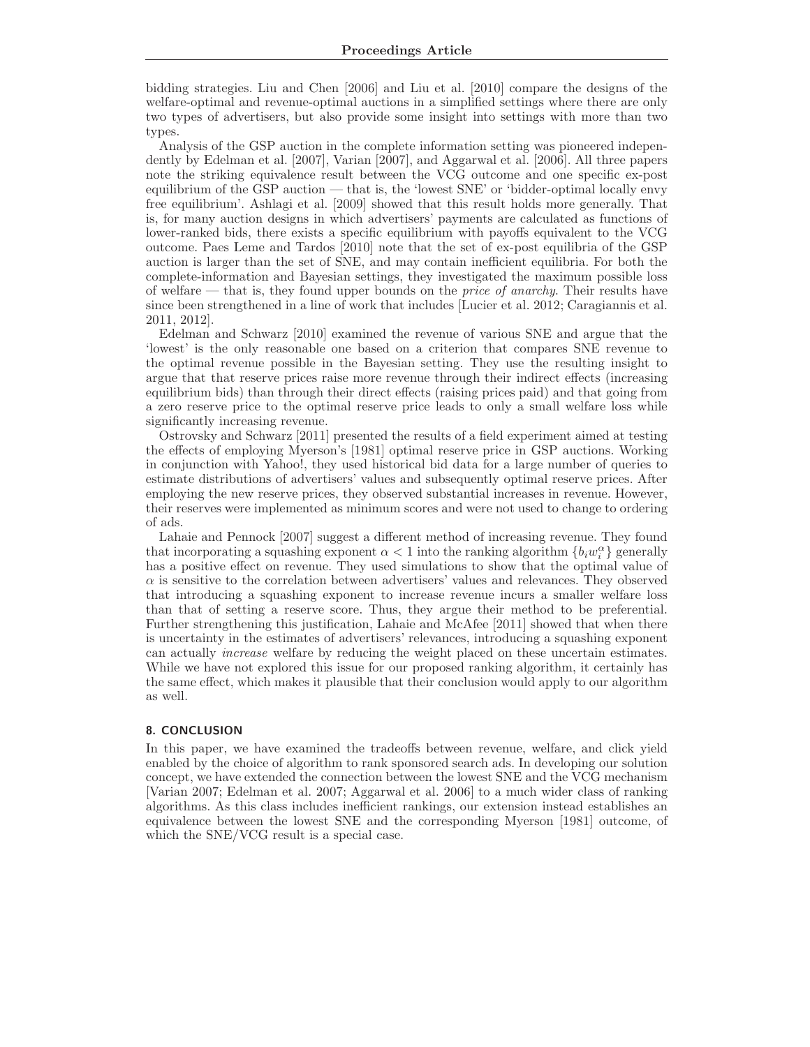bidding strategies. Liu and Chen [2006] and Liu et al. [2010] compare the designs of the welfare-optimal and revenue-optimal auctions in a simplified settings where there are only two types of advertisers, but also provide some insight into settings with more than two types.

Analysis of the GSP auction in the complete information setting was pioneered independently by Edelman et al. [2007], Varian [2007], and Aggarwal et al. [2006]. All three papers note the striking equivalence result between the VCG outcome and one specific ex-post equilibrium of the GSP auction — that is, the 'lowest SNE' or 'bidder-optimal locally envy free equilibrium'. Ashlagi et al. [2009] showed that this result holds more generally. That is, for many auction designs in which advertisers' payments are calculated as functions of lower-ranked bids, there exists a specific equilibrium with payoffs equivalent to the VCG outcome. Paes Leme and Tardos [2010] note that the set of ex-post equilibria of the GSP auction is larger than the set of SNE, and may contain inefficient equilibria. For both the complete-information and Bayesian settings, they investigated the maximum possible loss of welfare — that is, they found upper bounds on the *price of anarchy*. Their results have since been strengthened in a line of work that includes [Lucier et al. 2012; Caragiannis et al. 2011, 2012].

Edelman and Schwarz [2010] examined the revenue of various SNE and argue that the 'lowest' is the only reasonable one based on a criterion that compares SNE revenue to the optimal revenue possible in the Bayesian setting. They use the resulting insight to argue that that reserve prices raise more revenue through their indirect effects (increasing equilibrium bids) than through their direct effects (raising prices paid) and that going from a zero reserve price to the optimal reserve price leads to only a small welfare loss while significantly increasing revenue.

Ostrovsky and Schwarz [2011] presented the results of a field experiment aimed at testing the effects of employing Myerson's [1981] optimal reserve price in GSP auctions. Working in conjunction with Yahoo!, they used historical bid data for a large number of queries to estimate distributions of advertisers' values and subsequently optimal reserve prices. After employing the new reserve prices, they observed substantial increases in revenue. However, their reserves were implemented as minimum scores and were not used to change to ordering of ads.

Lahaie and Pennock [2007] suggest a different method of increasing revenue. They found that incorporating a squashing exponent $\alpha < 1$ into the ranking algorithm $\{b_i w_i^{\alpha}\}$ generally has a positive effect on revenue. They used simulations to show that the optimal value of $\alpha$ is sensitive to the correlation between advertisers' values and relevances. They observed that introducing a squashing exponent to increase revenue incurs a smaller welfare loss than that of setting a reserve score. Thus, they argue their method to be preferential. Further strengthening this justification, Lahaie and McAfee [2011] showed that when there is uncertainty in the estimates of advertisers' relevances, introducing a squashing exponent can actually *increase* welfare by reducing the weight placed on these uncertain estimates. While we have not explored this issue for our proposed ranking algorithm, it certainly has the same effect, which makes it plausible that their conclusion would apply to our algorithm as well.

## 8. CONCLUSION

In this paper, we have examined the tradeoffs between revenue, welfare, and click yield enabled by the choice of algorithm to rank sponsored search ads. In developing our solution concept, we have extended the connection between the lowest SNE and the VCG mechanism [Varian 2007; Edelman et al. 2007; Aggarwal et al. 2006] to a much wider class of ranking algorithms. As this class includes inefficient rankings, our extension instead establishes an equivalence between the lowest SNE and the corresponding Myerson [1981] outcome, of which the SNE/VCG result is a special case.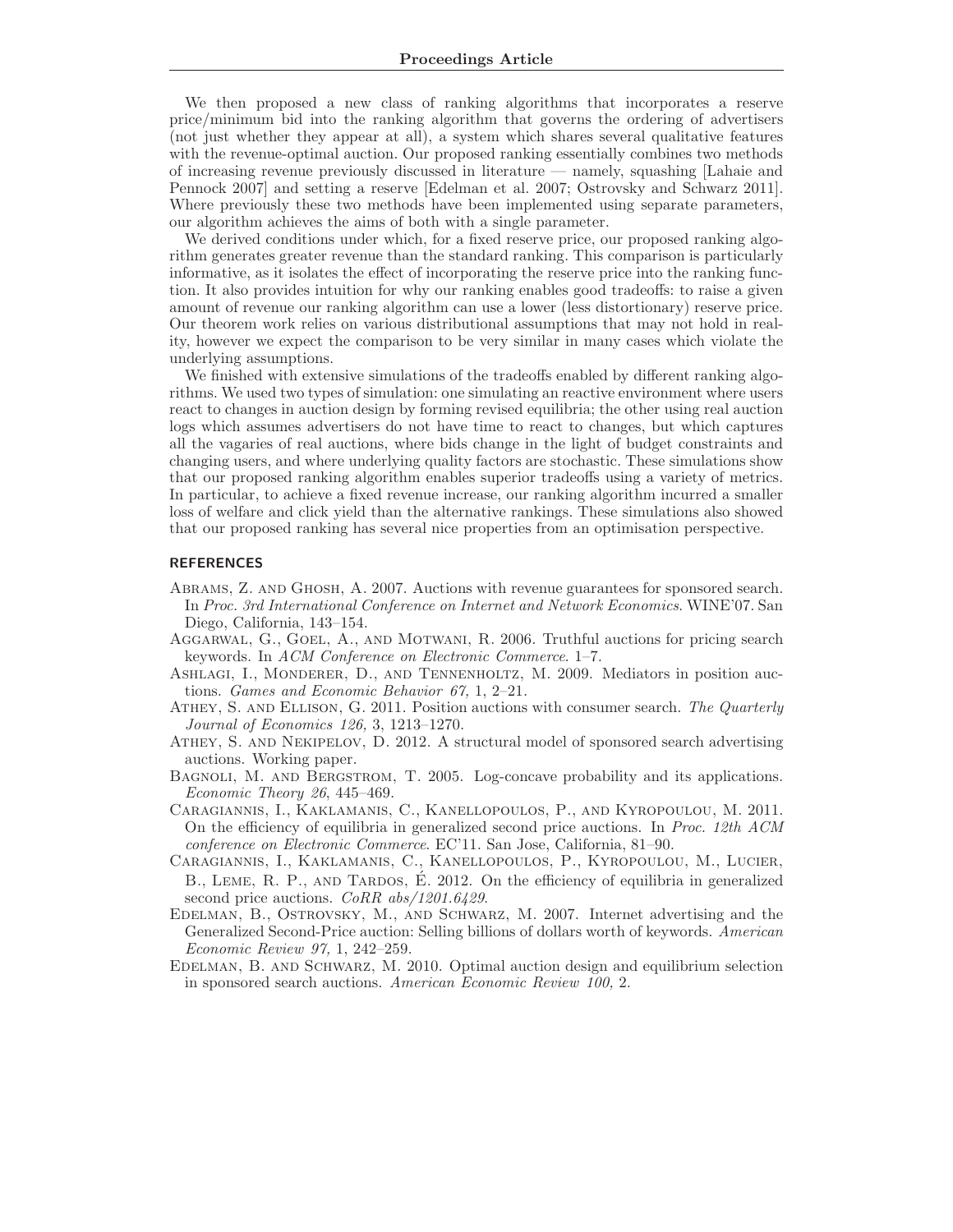We then proposed a new class of ranking algorithms that incorporates a reserve price/minimum bid into the ranking algorithm that governs the ordering of advertisers (not just whether they appear at all), a system which shares several qualitative features with the revenue-optimal auction. Our proposed ranking essentially combines two methods of increasing revenue previously discussed in literature — namely, squashing [Lahaie and Pennock 2007] and setting a reserve [Edelman et al. 2007; Ostrovsky and Schwarz 2011]. Where previously these two methods have been implemented using separate parameters, our algorithm achieves the aims of both with a single parameter.

We derived conditions under which, for a fixed reserve price, our proposed ranking algorithm generates greater revenue than the standard ranking. This comparison is particularly informative, as it isolates the effect of incorporating the reserve price into the ranking function. It also provides intuition for why our ranking enables good tradeoffs: to raise a given amount of revenue our ranking algorithm can use a lower (less distortionary) reserve price. Our theorem work relies on various distributional assumptions that may not hold in reality, however we expect the comparison to be very similar in many cases which violate the underlying assumptions.

We finished with extensive simulations of the tradeoffs enabled by different ranking algorithms. We used two types of simulation: one simulating an reactive environment where users react to changes in auction design by forming revised equilibria; the other using real auction logs which assumes advertisers do not have time to react to changes, but which captures all the vagaries of real auctions, where bids change in the light of budget constraints and changing users, and where underlying quality factors are stochastic. These simulations show that our proposed ranking algorithm enables superior tradeoffs using a variety of metrics. In particular, to achieve a fixed revenue increase, our ranking algorithm incurred a smaller loss of welfare and click yield than the alternative rankings. These simulations also showed that our proposed ranking has several nice properties from an optimisation perspective.

## REFERENCES

Abrams, Z. and Ghosh, A. 2007. Auctions with revenue guarantees for sponsored search. In *Proc. 3rd International Conference on Internet and Network Economics*. WINE'07. San Diego, California, 143–154.

Aggarwal, G., Goel, A., and Motwani, R. 2006. Truthful auctions for pricing search keywords. In *ACM Conference on Electronic Commerce*. 1–7.

Ashlagi, I., Monderer, D., and Tennenholtz, M. 2009. Mediators in position auctions. *Games and Economic Behavior 67,* 1, 2–21.

Athey, S. and Ellison, G. 2011. Position auctions with consumer search. *The Quarterly Journal of Economics 126,* 3, 1213–1270.

Athey, S. and Nekipelov, D. 2012. A structural model of sponsored search advertising auctions. Working paper.

Bagnoli, M. and Bergstrom, T. 2005. Log-concave probability and its applications. *Economic Theory 26*, 445–469.

Caragiannis, I., Kaklamanis, C., Kanellopoulos, P., and Kyropoulou, M. 2011. On the efficiency of equilibria in generalized second price auctions. In *Proc. 12th ACM conference on Electronic Commerce*. EC'11. San Jose, California, 81–90.

Caragiannis, I., Kaklamanis, C., Kanellopoulos, P., Kyropoulou, M., Lucier, B., Leme, R. P., and Tardos, É. 2012. On the efficiency of equilibria in generalized second price auctions. *CoRR abs/1201.6429*.

Edelman, B., Ostrovsky, M., and Schwarz, M. 2007. Internet advertising and the Generalized Second-Price auction: Selling billions of dollars worth of keywords. *American Economic Review 97,* 1, 242–259.

Edelman, B. and Schwarz, M. 2010. Optimal auction design and equilibrium selection in sponsored search auctions. *American Economic Review 100,* 2.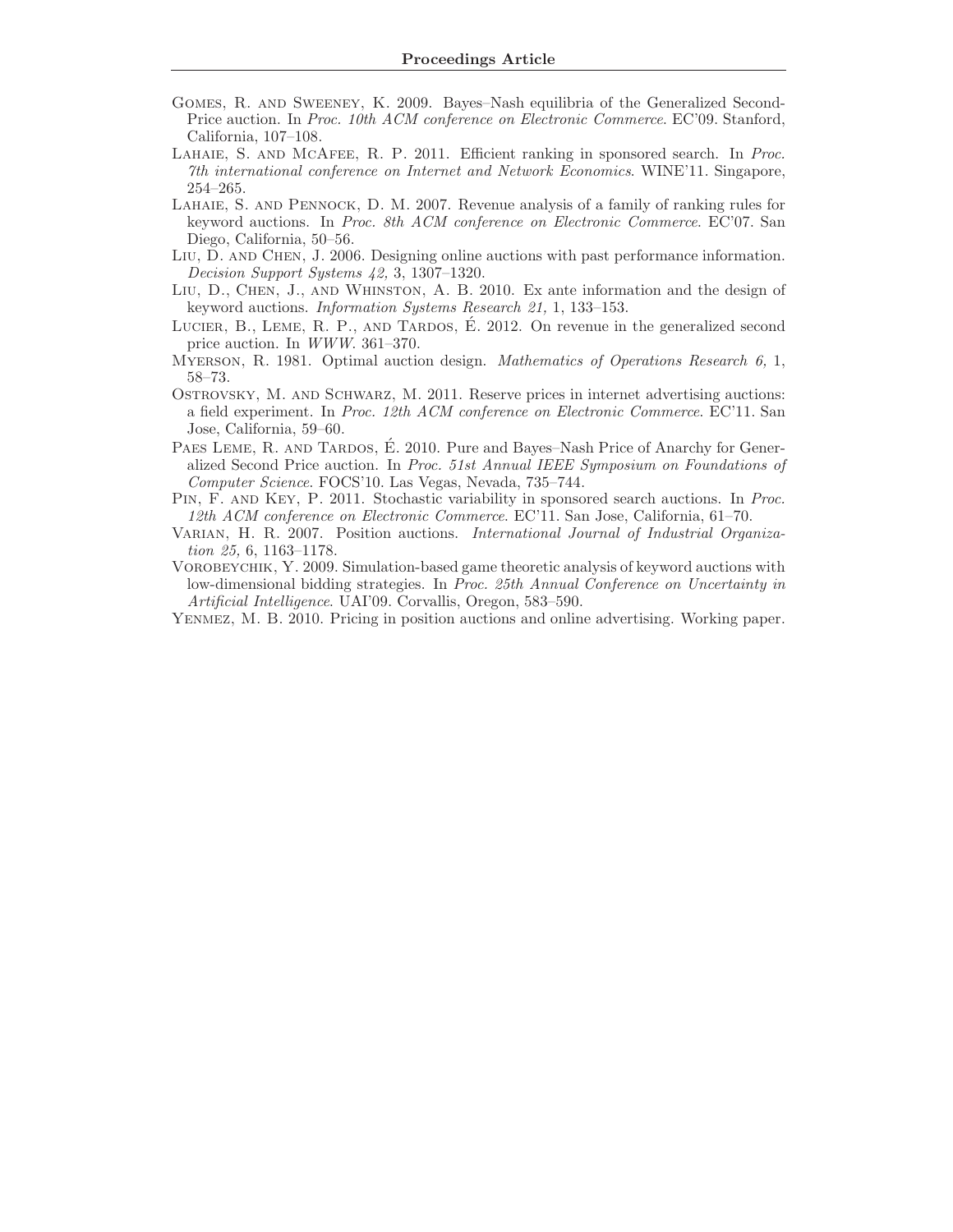Gomes, R. and Sweeney, K. 2009. Bayes–Nash equilibria of the Generalized Second-Price auction. In *Proc. 10th ACM conference on Electronic Commerce*. EC'09. Stanford, California, 107–108.

Lahaie, S. and McAfee, R. P. 2011. Efficient ranking in sponsored search. In *Proc. 7th international conference on Internet and Network Economics*. WINE'11. Singapore, 254–265.

Lahaie, S. and Pennock, D. M. 2007. Revenue analysis of a family of ranking rules for keyword auctions. In *Proc. 8th ACM conference on Electronic Commerce*. EC'07. San Diego, California, 50–56.

Liu, D. and Chen, J. 2006. Designing online auctions with past performance information. *Decision Support Systems 42,* 3, 1307–1320.

Liu, D., Chen, J., and Whinston, A. B. 2010. Ex ante information and the design of keyword auctions. *Information Systems Research 21,* 1, 133–153.

Lucier, B., Leme, R. P., and Tardos, É. 2012. On revenue in the generalized second price auction. In *WWW*. 361–370.

Myerson, R. 1981. Optimal auction design. *Mathematics of Operations Research 6,* 1, 58–73.

Ostrovsky, M. and Schwarz, M. 2011. Reserve prices in internet advertising auctions: a field experiment. In *Proc. 12th ACM conference on Electronic Commerce*. EC'11. San Jose, California, 59–60.

Paes Leme, R. and Tardos, É. 2010. Pure and Bayes–Nash Price of Anarchy for Generalized Second Price auction. In *Proc. 51st Annual IEEE Symposium on Foundations of Computer Science*. FOCS'10. Las Vegas, Nevada, 735–744.

Pin, F. and Key, P. 2011. Stochastic variability in sponsored search auctions. In *Proc. 12th ACM conference on Electronic Commerce*. EC'11. San Jose, California, 61–70.

Varian, H. R. 2007. Position auctions. *International Journal of Industrial Organization 25,* 6, 1163–1178.

Vorobeychik, Y. 2009. Simulation-based game theoretic analysis of keyword auctions with low-dimensional bidding strategies. In *Proc. 25th Annual Conference on Uncertainty in Artificial Intelligence*. UAI'09. Corvallis, Oregon, 583–590.

Yenmez, M. B. 2010. Pricing in position auctions and online advertising. Working paper.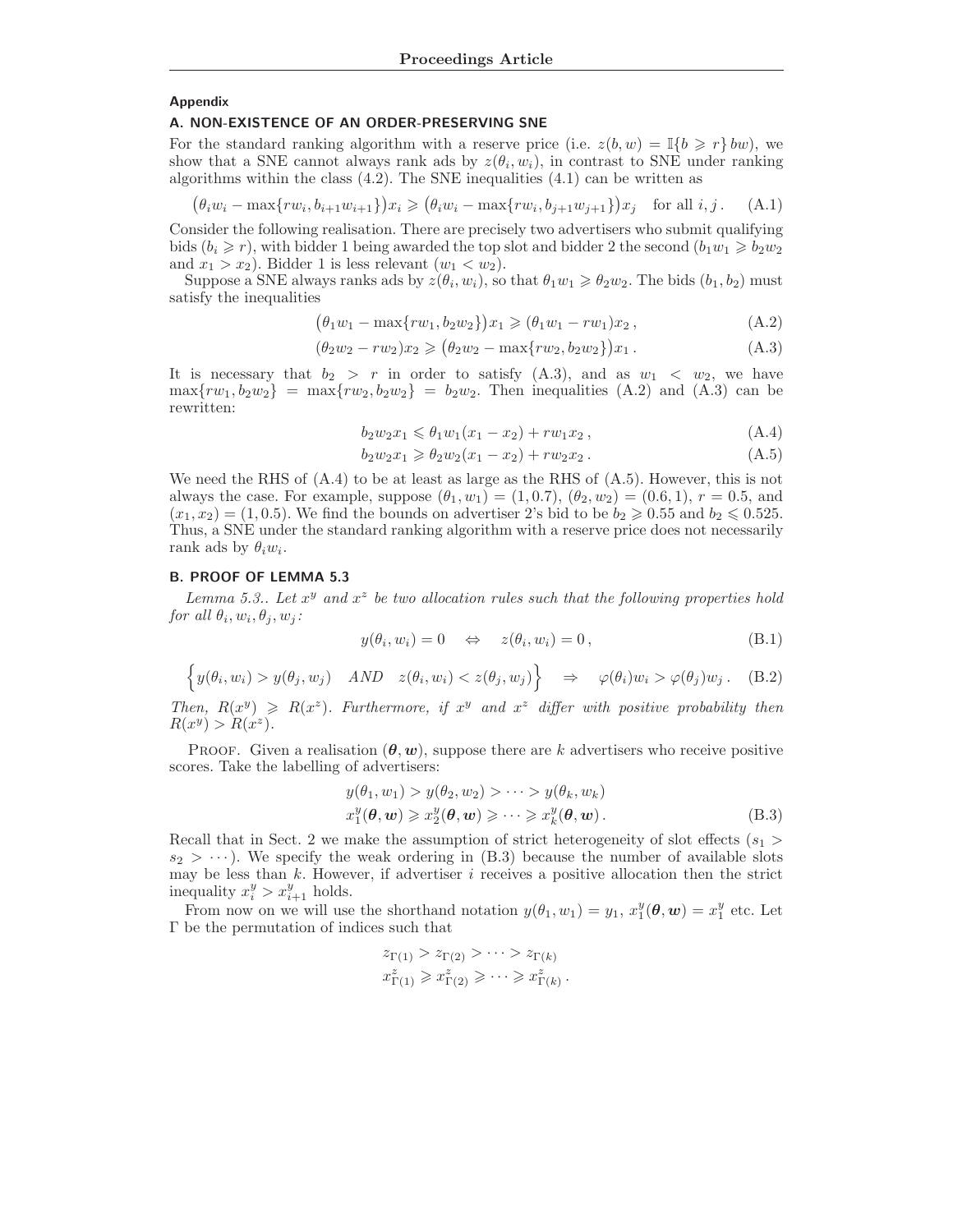## Appendix

### A. NON-EXISTENCE OF AN ORDER-PRESERVING SNE

For the standard ranking algorithm with a reserve price (i.e. $z(b,w) = \mathbb{I}\{b \geqslant r\}\, bw$), we show that a SNE cannot always rank ads by $z(\theta_i, w_i)$, in contrast to SNE under ranking algorithms within the class (4.2). The SNE inequalities (4.1) can be written as

$$\big(\theta_i w_i - \max\{rw_i, b_{i+1}w_{i+1}\}\big)x_i \geqslant \big(\theta_i w_i - \max\{rw_i, b_{j+1}w_{j+1}\}\big)x_j \quad \text{for all } i,j\,. \tag{A.1}$$

Consider the following realisation. There are precisely two advertisers who submit qualifying bids ($b_i \geqslant r$), with bidder 1 being awarded the top slot and bidder 2 the second ($b_1 w_1 \geqslant b_2 w_2$ and $x_1 > x_2$). Bidder 1 is less relevant ($w_1 < w_2$).

Suppose a SNE always ranks ads by $z(\theta_i, w_i)$, so that $\theta_1 w_1 \geqslant \theta_2 w_2$. The bids $(b_1, b_2)$ must satisfy the inequalities

$$\big(\theta_1 w_1 - \max\{rw_1, b_2 w_2\}\big)x_1 \geqslant (\theta_1 w_1 - rw_1)x_2\,, \tag{A.2}$$

$$(\theta_2 w_2 - rw_2)x_2 \geqslant \big(\theta_2 w_2 - \max\{rw_2, b_2 w_2\}\big)x_1\,. \tag{A.3}$$

It is necessary that $b_2 > r$ in order to satisfy (A.3), and as $w_1 < w_2$, we have $\max\{rw_1, b_2w_2\} = \max\{rw_2, b_2w_2\} = b_2w_2$. Then inequalities (A.2) and (A.3) can be rewritten:

$$b_2 w_2 x_1 \leqslant \theta_1 w_1 (x_1 - x_2) + rw_1 x_2\,, \tag{A.4}$$

$$b_2 w_2 x_1 \geqslant \theta_2 w_2 (x_1 - x_2) + rw_2 x_2\,. \tag{A.5}$$

We need the RHS of (A.4) to be at least as large as the RHS of (A.5). However, this is not always the case. For example, suppose $(\theta_1, w_1) = (1, 0.7)$, $(\theta_2, w_2) = (0.6, 1)$, $r = 0.5$, and $(x_1, x_2) = (1, 0.5)$. We find the bounds on advertiser 2's bid to be $b_2 \geqslant 0.55$ and $b_2 \leqslant 0.525$. Thus, a SNE under the standard ranking algorithm with a reserve price does not necessarily rank ads by $\theta_i w_i$.

### B. PROOF OF LEMMA 5.3

*Lemma 5.3.. Let $x^y$ and $x^z$ be two allocation rules such that the following properties hold for all $\theta_i, w_i, \theta_j, w_j$:*

$$y(\theta_i, w_i) = 0 \quad \Leftrightarrow \quad z(\theta_i, w_i) = 0\,, \tag{B.1}$$

$$\Big\{ y(\theta_i, w_i) > y(\theta_j, w_j) \quad AND \quad z(\theta_i, w_i) < z(\theta_j, w_j) \Big\} \quad \Rightarrow \quad \varphi(\theta_i) w_i > \varphi(\theta_j) w_j\,. \tag{B.2}$$

*Then, $R(x^y) \geqslant R(x^z)$. Furthermore, if $x^y$ and $x^z$ differ with positive probability then $R(x^y) > R(x^z)$.*

Proof. Given a realisation $(\boldsymbol{\theta}, \boldsymbol{w})$, suppose there are $k$ advertisers who receive positive scores. Take the labelling of advertisers:

$$\begin{aligned} &y(\theta_1, w_1) > y(\theta_2, w_2) > \cdots > y(\theta_k, w_k) \\ &x_1^y(\boldsymbol{\theta}, \boldsymbol{w}) \geqslant x_2^y(\boldsymbol{\theta}, \boldsymbol{w}) \geqslant \cdots \geqslant x_k^y(\boldsymbol{\theta}, \boldsymbol{w})\,. \end{aligned} \tag{B.3}$$

Recall that in Sect. 2 we make the assumption of strict heterogeneity of slot effects ($s_1 > s_2 > \cdots$). We specify the weak ordering in (B.3) because the number of available slots may be less than $k$. However, if advertiser $i$ receives a positive allocation then the strict inequality $x_i^y > x_{i+1}^y$ holds.

From now on we will use the shorthand notation $y(\theta_1, w_1) = y_1$, $x_1^y(\boldsymbol{\theta}, \boldsymbol{w}) = x_1^y$ etc. Let $\Gamma$ be the permutation of indices such that

$$\begin{aligned} &z_{\Gamma(1)} > z_{\Gamma(2)} > \cdots > z_{\Gamma(k)} \\ &x^z_{\Gamma(1)} \geqslant x^z_{\Gamma(2)} \geqslant \cdots \geqslant x^z_{\Gamma(k)}\,. \end{aligned}$$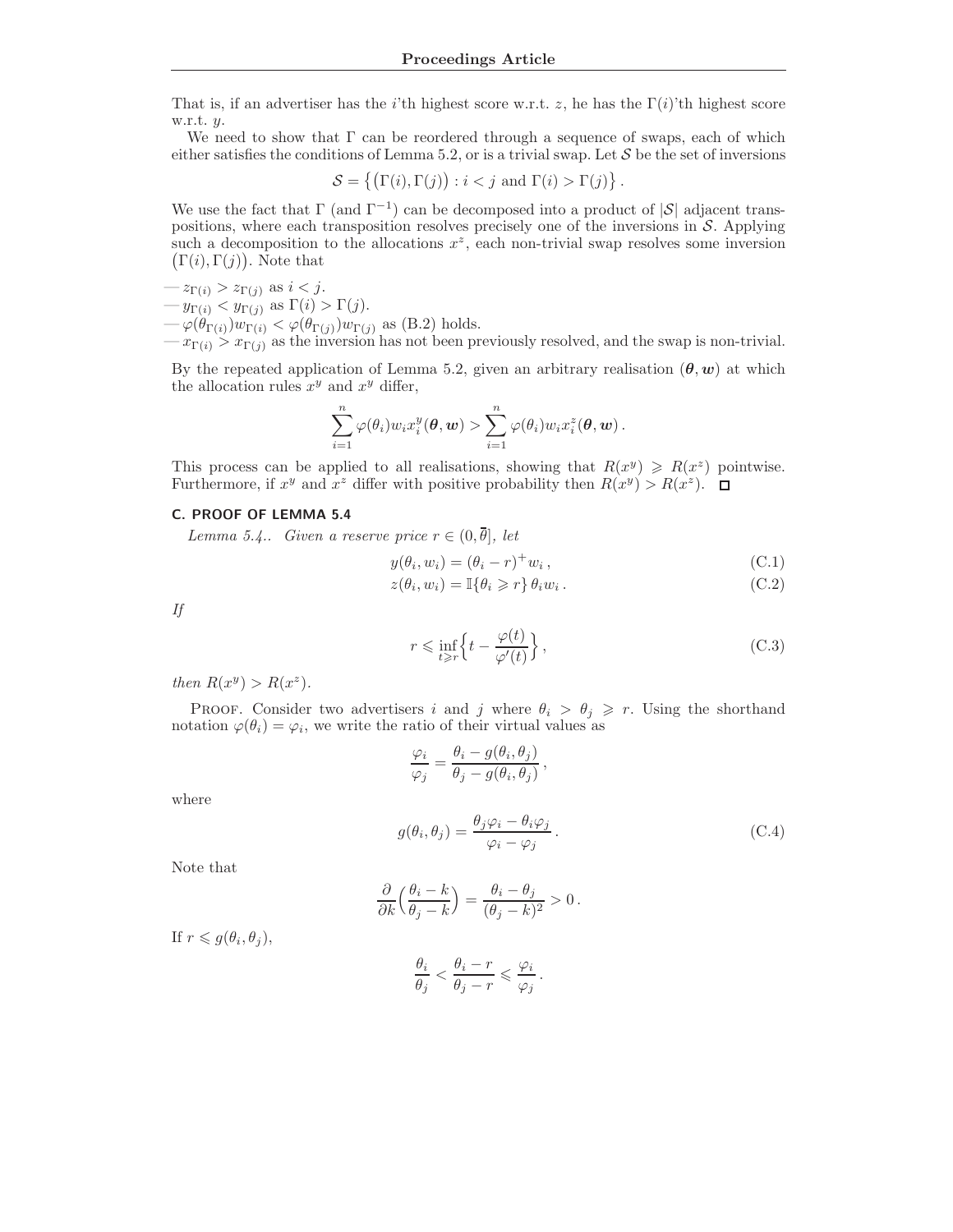That is, if an advertiser has the $i$'th highest score w.r.t. $z$, he has the $\Gamma(i)$'th highest score w.r.t. $y$.

We need to show that $\Gamma$ can be reordered through a sequence of swaps, each of which either satisfies the conditions of Lemma 5.2, or is a trivial swap. Let $\mathcal{S}$ be the set of inversions

$$\mathcal{S} = \left\{ \big(\Gamma(i), \Gamma(j)\big) : i < j \text{ and } \Gamma(i) > \Gamma(j) \right\}.$$

We use the fact that $\Gamma$ (and $\Gamma^{-1}$) can be decomposed into a product of $|\mathcal{S}|$ adjacent transpositions, where each transposition resolves precisely one of the inversions in $\mathcal{S}$. Applying such a decomposition to the allocations $x^z$, each non-trivial swap resolves some inversion $\big(\Gamma(i), \Gamma(j)\big)$. Note that

— $z_{\Gamma(i)} > z_{\Gamma(j)}$ as $i < j$.
— $y_{\Gamma(i)} < y_{\Gamma(j)}$ as $\Gamma(i) > \Gamma(j)$.
— $\varphi(\theta_{\Gamma(i)}) w_{\Gamma(i)} < \varphi(\theta_{\Gamma(j)}) w_{\Gamma(j)}$ as (B.2) holds.
— $x_{\Gamma(i)} > x_{\Gamma(j)}$ as the inversion has not been previously resolved, and the swap is non-trivial.

By the repeated application of Lemma 5.2, given an arbitrary realisation $(\boldsymbol{\theta}, \boldsymbol{w})$ at which the allocation rules $x^y$ and $x^y$ differ,

$$\sum_{i=1}^{n} \varphi(\theta_i) w_i x_i^y(\boldsymbol{\theta}, \boldsymbol{w}) > \sum_{i=1}^{n} \varphi(\theta_i) w_i x_i^z(\boldsymbol{\theta}, \boldsymbol{w}).$$

This process can be applied to all realisations, showing that $R(x^y) \geqslant R(x^z)$ pointwise. Furthermore, if $x^y$ and $x^z$ differ with positive probability then $R(x^y) > R(x^z)$. ◻

## C. PROOF OF LEMMA 5.4

*Lemma 5.4.. Given a reserve price $r \in (0, \overline{\theta}]$, let*

$$y(\theta_i, w_i) = (\theta_i - r)^+ w_i, \tag{C.1}$$

$$z(\theta_i, w_i) = \mathbb{I}\{\theta_i \geqslant r\}\, \theta_i w_i. \tag{C.2}$$

*If*

$$r \leqslant \inf_{t \geqslant r} \Big\{ t - \frac{\varphi(t)}{\varphi'(t)} \Big\}, \tag{C.3}$$

*then $R(x^y) > R(x^z)$.*

Proof. Consider two advertisers $i$ and $j$ where $\theta_i > \theta_j \geqslant r$. Using the shorthand notation $\varphi(\theta_i) = \varphi_i$, we write the ratio of their virtual values as

$$\frac{\varphi_i}{\varphi_j} = \frac{\theta_i - g(\theta_i, \theta_j)}{\theta_j - g(\theta_i, \theta_j)},$$

where

$$g(\theta_i, \theta_j) = \frac{\theta_j \varphi_i - \theta_i \varphi_j}{\varphi_i - \varphi_j}. \tag{C.4}$$

Note that

$$\frac{\partial}{\partial k}\Big( \frac{\theta_i - k}{\theta_j - k} \Big) = \frac{\theta_i - \theta_j}{(\theta_j - k)^2} > 0.$$

If $r \leqslant g(\theta_i, \theta_j)$,

$$\frac{\theta_i}{\theta_j} < \frac{\theta_i - r}{\theta_j - r} \leqslant \frac{\varphi_i}{\varphi_j}.$$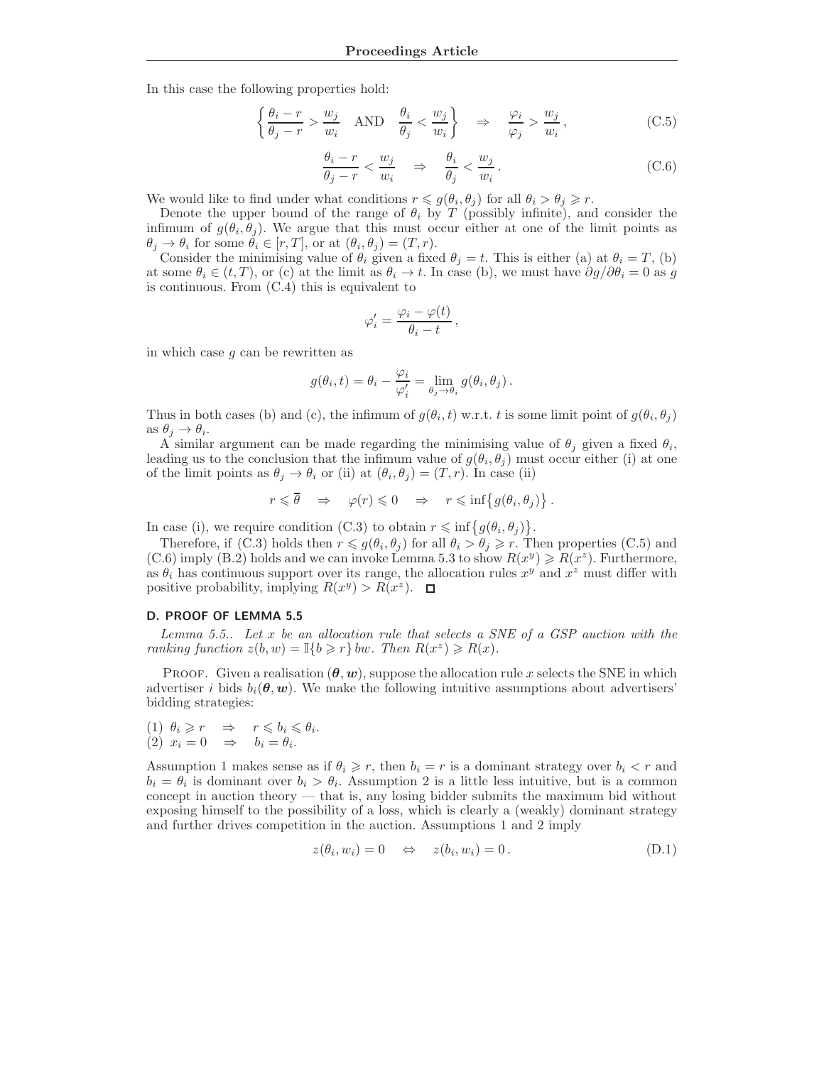In this case the following properties hold:

$$\left\{ \frac{\theta_i - r}{\theta_j - r} > \frac{w_j}{w_i} \quad \text{AND} \quad \frac{\theta_i}{\theta_j} < \frac{w_j}{w_i} \right\} \quad \Rightarrow \quad \frac{\varphi_i}{\varphi_j} > \frac{w_j}{w_i}\,, \tag{C.5}$$

$$\frac{\theta_i - r}{\theta_j - r} < \frac{w_j}{w_i} \quad \Rightarrow \quad \frac{\theta_i}{\theta_j} < \frac{w_j}{w_i}\,. \tag{C.6}$$

We would like to find under what conditions $r \leqslant g(\theta_i, \theta_j)$ for all $\theta_i > \theta_j \geqslant r$.

Denote the upper bound of the range of $\theta_i$ by $T$ (possibly infinite), and consider the infimum of $g(\theta_i, \theta_j)$. We argue that this must occur either at one of the limit points as $\theta_j \to \theta_i$ for some $\theta_i \in [r, T]$, or at $(\theta_i, \theta_j) = (T, r)$.

Consider the minimising value of $\theta_i$ given a fixed $\theta_j = t$. This is either (a) at $\theta_i = T$, (b) at some $\theta_i \in (t, T)$, or (c) at the limit as $\theta_i \to t$. In case (b), we must have $\partial g / \partial \theta_i = 0$ as $g$ is continuous. From (C.4) this is equivalent to

$$\varphi_i' = \frac{\varphi_i - \varphi(t)}{\theta_i - t}\,,$$

in which case $g$ can be rewritten as

$$g(\theta_i, t) = \theta_i - \frac{\varphi_i}{\varphi_i'} = \lim_{\theta_j \to \theta_i} g(\theta_i, \theta_j)\,.$$

Thus in both cases (b) and (c), the infimum of $g(\theta_i, t)$ w.r.t. $t$ is some limit point of $g(\theta_i, \theta_j)$ as $\theta_j \to \theta_i$.

A similar argument can be made regarding the minimising value of $\theta_j$ given a fixed $\theta_i$, leading us to the conclusion that the infimum value of $g(\theta_i, \theta_j)$ must occur either (i) at one of the limit points as $\theta_j \to \theta_i$ or (ii) at $(\theta_i, \theta_j) = (T, r)$. In case (ii)

$$r \leqslant \overline{\theta} \quad \Rightarrow \quad \varphi(r) \leqslant 0 \quad \Rightarrow \quad r \leqslant \inf\bigl\{ g(\theta_i, \theta_j) \bigr\}\,.$$

In case (i), we require condition (C.3) to obtain $r \leqslant \inf\bigl\{ g(\theta_i, \theta_j) \bigr\}$.

Therefore, if (C.3) holds then $r \leqslant g(\theta_i, \theta_j)$ for all $\theta_i > \theta_j \geqslant r$. Then properties (C.5) and (C.6) imply (B.2) holds and we can invoke Lemma 5.3 to show $R(x^y) \geqslant R(x^z)$. Furthermore, as $\theta_i$ has continuous support over its range, the allocation rules $x^y$ and $x^z$ must differ with positive probability, implying $R(x^y) > R(x^z)$. □

## D. PROOF OF LEMMA 5.5

*Lemma 5.5.. Let $x$ be an allocation rule that selects a SNE of a GSP auction with the ranking function $z(b, w) = \mathbb{I}\{b \geqslant r\}\, bw$. Then $R(x^z) \geqslant R(x)$.*

Proof. Given a realisation $(\boldsymbol{\theta}, \boldsymbol{w})$, suppose the allocation rule $x$ selects the SNE in which advertiser $i$ bids $b_i(\boldsymbol{\theta}, \boldsymbol{w})$. We make the following intuitive assumptions about advertisers' bidding strategies:

(1) $\theta_i \geqslant r \quad \Rightarrow \quad r \leqslant b_i \leqslant \theta_i$.
(2) $x_i = 0 \quad \Rightarrow \quad b_i = \theta_i$.

Assumption 1 makes sense as if $\theta_i \geqslant r$, then $b_i = r$ is a dominant strategy over $b_i < r$ and $b_i = \theta_i$ is dominant over $b_i > \theta_i$. Assumption 2 is a little less intuitive, but is a common concept in auction theory — that is, any losing bidder submits the maximum bid without exposing himself to the possibility of a loss, which is clearly a (weakly) dominant strategy and further drives competition in the auction. Assumptions 1 and 2 imply

$$z(\theta_i, w_i) = 0 \quad \Leftrightarrow \quad z(b_i, w_i) = 0\,. \tag{D.1}$$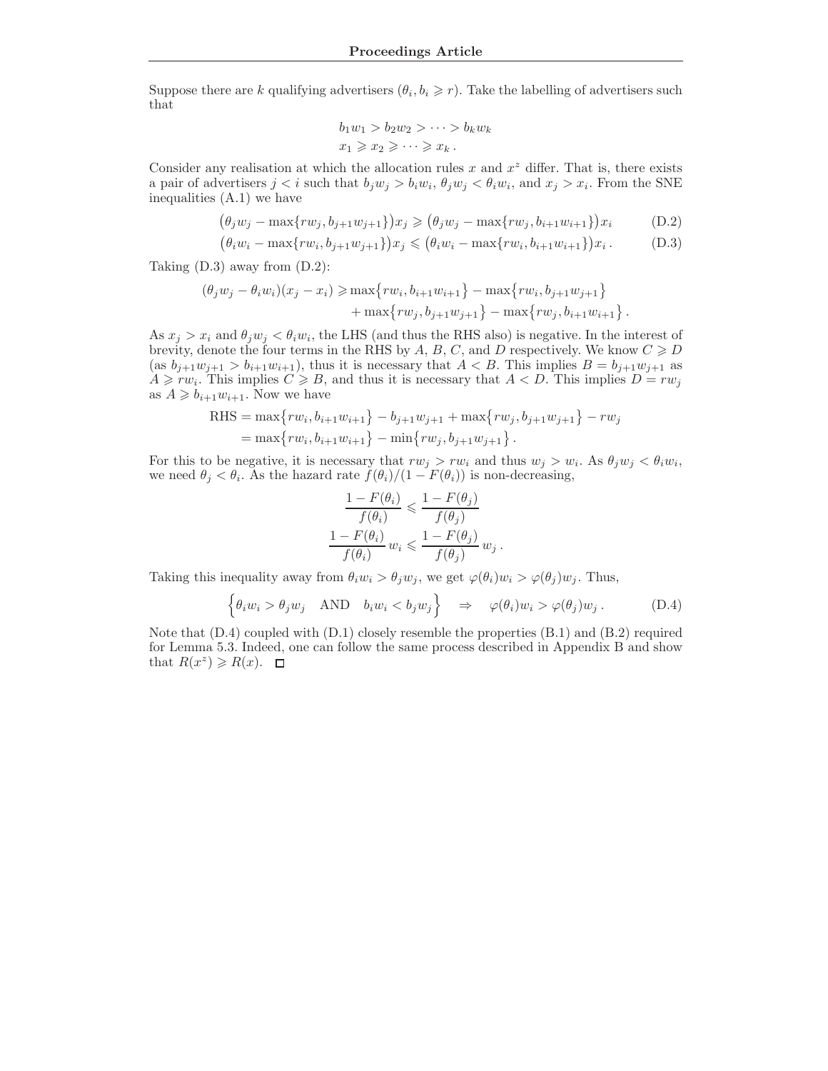Suppose there are $k$ qualifying advertisers ($\theta_i, b_i \geqslant r$). Take the labelling of advertisers such that

$$
\begin{gathered}
b_1 w_1 > b_2 w_2 > \cdots > b_k w_k \\
x_1 \geqslant x_2 \geqslant \cdots \geqslant x_k \,.
\end{gathered}
$$

Consider any realisation at which the allocation rules $x$ and $x^z$ differ. That is, there exists a pair of advertisers $j < i$ such that $b_j w_j > b_i w_i$, $\theta_j w_j < \theta_i w_i$, and $x_j > x_i$. From the SNE inequalities (A.1) we have

$$
\big(\theta_j w_j - \max\{rw_j, b_{j+1}w_{j+1}\}\big)x_j \geqslant \big(\theta_j w_j - \max\{rw_j, b_{i+1}w_{i+1}\}\big)x_i \tag{D.2}
$$

$$
\big(\theta_i w_i - \max\{rw_i, b_{j+1}w_{j+1}\}\big)x_j \leqslant \big(\theta_i w_i - \max\{rw_i, b_{i+1}w_{i+1}\}\big)x_i \,. \tag{D.3}
$$

Taking (D.3) away from (D.2):

$$
\begin{aligned}
(\theta_j w_j - \theta_i w_i)(x_j - x_i) \geqslant & \max\big\{rw_i, b_{i+1}w_{i+1}\big\} - \max\big\{rw_i, b_{j+1}w_{j+1}\big\} \\
& + \max\big\{rw_j, b_{j+1}w_{j+1}\big\} - \max\big\{rw_j, b_{i+1}w_{i+1}\big\} \,.
\end{aligned}
$$

As $x_j > x_i$ and $\theta_j w_j < \theta_i w_i$, the LHS (and thus the RHS also) is negative. In the interest of brevity, denote the four terms in the RHS by $A$, $B$, $C$, and $D$ respectively. We know $C \geqslant D$ (as $b_{j+1}w_{j+1} > b_{i+1}w_{i+1}$), thus it is necessary that $A < B$. This implies $B = b_{j+1}w_{j+1}$ as $A \geqslant rw_i$. This implies $C \geqslant B$, and thus it is necessary that $A < D$. This implies $D = rw_j$ as $A \geqslant b_{i+1}w_{i+1}$. Now we have

$$
\begin{aligned}
\text{RHS} &= \max\big\{rw_i, b_{i+1}w_{i+1}\big\} - b_{j+1}w_{j+1} + \max\big\{rw_j, b_{j+1}w_{j+1}\big\} - rw_j \\
&= \max\big\{rw_i, b_{i+1}w_{i+1}\big\} - \min\big\{rw_j, b_{j+1}w_{j+1}\big\} \,.
\end{aligned}
$$

For this to be negative, it is necessary that $rw_j > rw_i$ and thus $w_j > w_i$. As $\theta_j w_j < \theta_i w_i$, we need $\theta_j < \theta_i$. As the hazard rate $f(\theta_i)/(1 - F(\theta_i))$ is non-decreasing,

$$
\begin{gathered}
\frac{1 - F(\theta_i)}{f(\theta_i)} \leqslant \frac{1 - F(\theta_j)}{f(\theta_j)} \\
\frac{1 - F(\theta_i)}{f(\theta_i)}\, w_i \leqslant \frac{1 - F(\theta_j)}{f(\theta_j)}\, w_j \,.
\end{gathered}
$$

Taking this inequality away from $\theta_i w_i > \theta_j w_j$, we get $\varphi(\theta_i)w_i > \varphi(\theta_j)w_j$. Thus,

$$
\Big\{\theta_i w_i > \theta_j w_j \quad \text{AND} \quad b_i w_i < b_j w_j\Big\} \quad \Rightarrow \quad \varphi(\theta_i)w_i > \varphi(\theta_j)w_j \,. \tag{D.4}
$$

Note that (D.4) coupled with (D.1) closely resemble the properties (B.1) and (B.2) required for Lemma 5.3. Indeed, one can follow the same process described in Appendix B and show that $R(x^z) \geqslant R(x)$. □